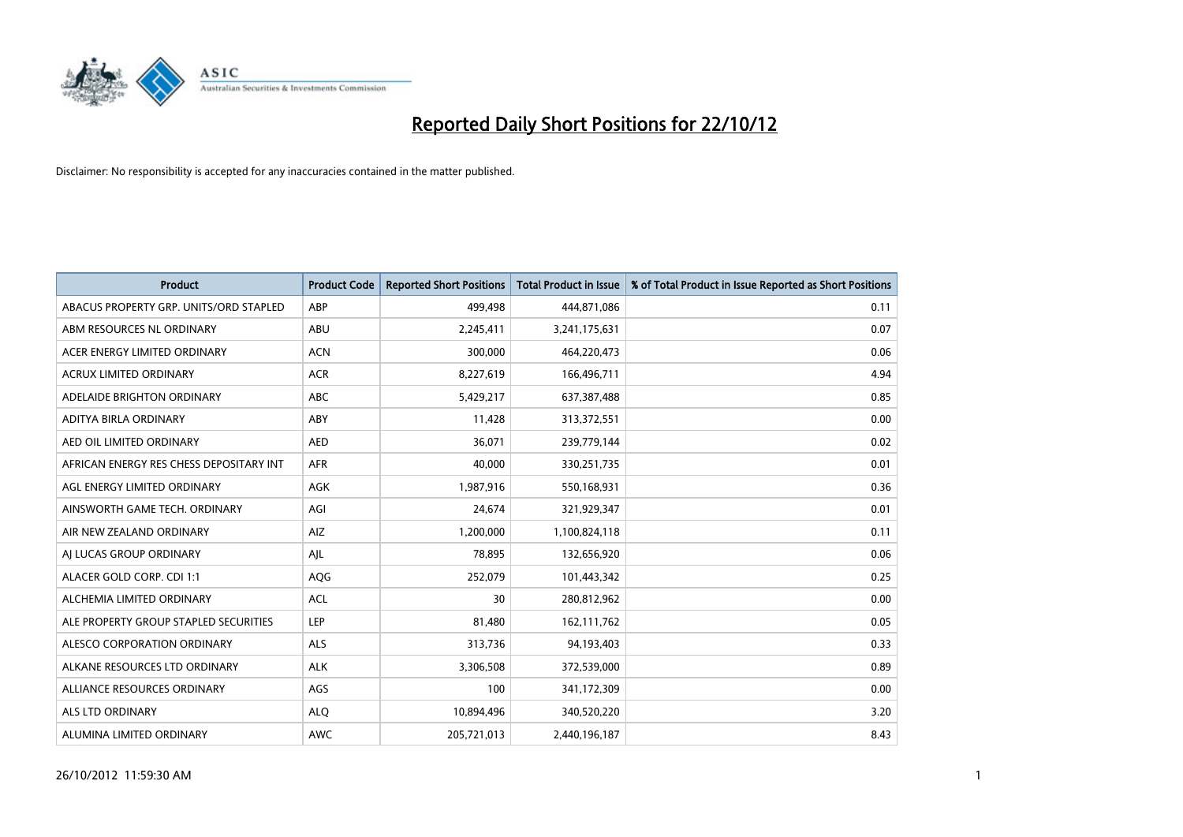# Reported Daily Short Positions for 22/10/12

Disclaimer: No responsibility is accepted for any inaccuracies contained in the matter published.

| Product | Product Code | Reported Short Positions | Total Product in Issue | % of Total Product in Issue Reported as Short Positions |
| --- | --- | --- | --- | --- |
| ABACUS PROPERTY GRP. UNITS/ORD STAPLED | ABP | 499,498 | 444,871,086 | 0.11 |
| ABM RESOURCES NL ORDINARY | ABU | 2,245,411 | 3,241,175,631 | 0.07 |
| ACER ENERGY LIMITED ORDINARY | ACN | 300,000 | 464,220,473 | 0.06 |
| ACRUX LIMITED ORDINARY | ACR | 8,227,619 | 166,496,711 | 4.94 |
| ADELAIDE BRIGHTON ORDINARY | ABC | 5,429,217 | 637,387,488 | 0.85 |
| ADITYA BIRLA ORDINARY | ABY | 11,428 | 313,372,551 | 0.00 |
| AED OIL LIMITED ORDINARY | AED | 36,071 | 239,779,144 | 0.02 |
| AFRICAN ENERGY RES CHESS DEPOSITARY INT | AFR | 40,000 | 330,251,735 | 0.01 |
| AGL ENERGY LIMITED ORDINARY | AGK | 1,987,916 | 550,168,931 | 0.36 |
| AINSWORTH GAME TECH. ORDINARY | AGI | 24,674 | 321,929,347 | 0.01 |
| AIR NEW ZEALAND ORDINARY | AIZ | 1,200,000 | 1,100,824,118 | 0.11 |
| AJ LUCAS GROUP ORDINARY | AJL | 78,895 | 132,656,920 | 0.06 |
| ALACER GOLD CORP. CDI 1:1 | AQG | 252,079 | 101,443,342 | 0.25 |
| ALCHEMIA LIMITED ORDINARY | ACL | 30 | 280,812,962 | 0.00 |
| ALE PROPERTY GROUP STAPLED SECURITIES | LEP | 81,480 | 162,111,762 | 0.05 |
| ALESCO CORPORATION ORDINARY | ALS | 313,736 | 94,193,403 | 0.33 |
| ALKANE RESOURCES LTD ORDINARY | ALK | 3,306,508 | 372,539,000 | 0.89 |
| ALLIANCE RESOURCES ORDINARY | AGS | 100 | 341,172,309 | 0.00 |
| ALS LTD ORDINARY | ALQ | 10,894,496 | 340,520,220 | 3.20 |
| ALUMINA LIMITED ORDINARY | AWC | 205,721,013 | 2,440,196,187 | 8.43 |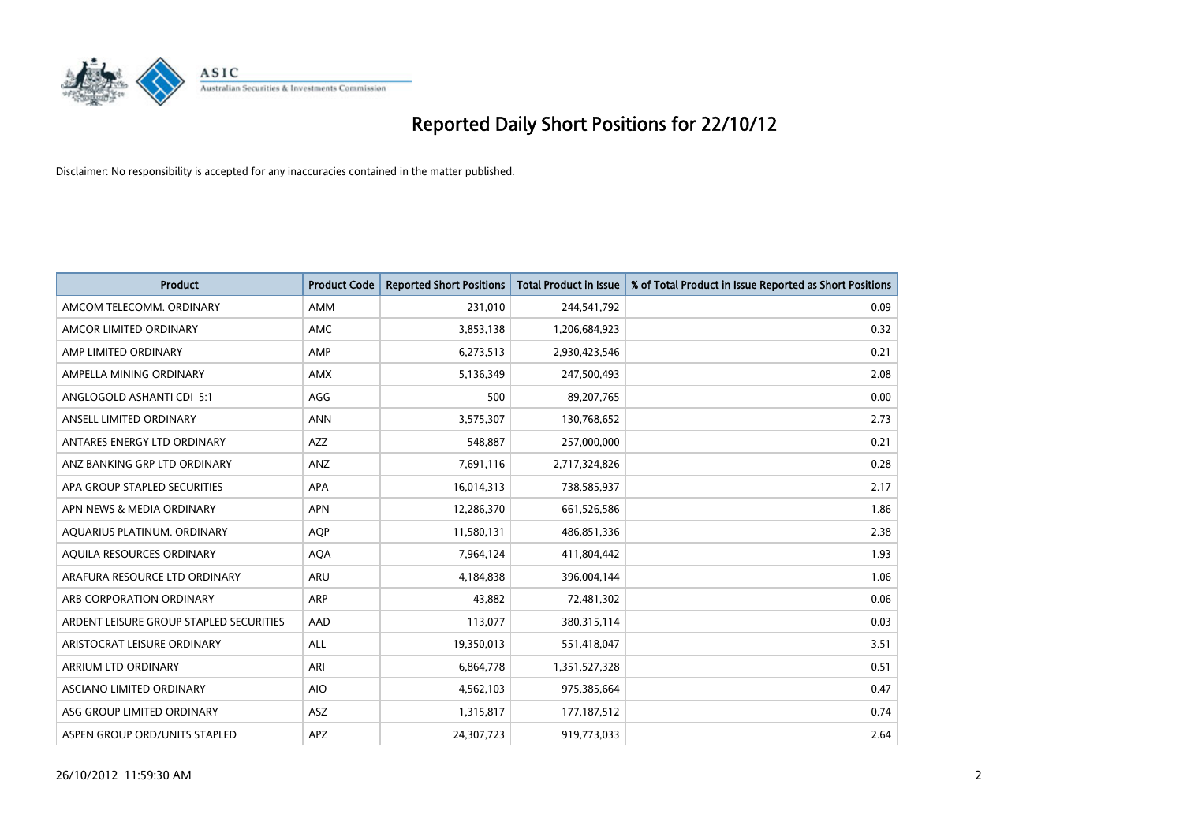# Reported Daily Short Positions for 22/10/12

Disclaimer: No responsibility is accepted for any inaccuracies contained in the matter published.

| Product | Product Code | Reported Short Positions | Total Product in Issue | % of Total Product in Issue Reported as Short Positions |
|---|---|---|---|---|
| AMCOM TELECOMM. ORDINARY | AMM | 231,010 | 244,541,792 | 0.09 |
| AMCOR LIMITED ORDINARY | AMC | 3,853,138 | 1,206,684,923 | 0.32 |
| AMP LIMITED ORDINARY | AMP | 6,273,513 | 2,930,423,546 | 0.21 |
| AMPELLA MINING ORDINARY | AMX | 5,136,349 | 247,500,493 | 2.08 |
| ANGLOGOLD ASHANTI CDI 5:1 | AGG | 500 | 89,207,765 | 0.00 |
| ANSELL LIMITED ORDINARY | ANN | 3,575,307 | 130,768,652 | 2.73 |
| ANTARES ENERGY LTD ORDINARY | AZZ | 548,887 | 257,000,000 | 0.21 |
| ANZ BANKING GRP LTD ORDINARY | ANZ | 7,691,116 | 2,717,324,826 | 0.28 |
| APA GROUP STAPLED SECURITIES | APA | 16,014,313 | 738,585,937 | 2.17 |
| APN NEWS & MEDIA ORDINARY | APN | 12,286,370 | 661,526,586 | 1.86 |
| AQUARIUS PLATINUM. ORDINARY | AQP | 11,580,131 | 486,851,336 | 2.38 |
| AQUILA RESOURCES ORDINARY | AQA | 7,964,124 | 411,804,442 | 1.93 |
| ARAFURA RESOURCE LTD ORDINARY | ARU | 4,184,838 | 396,004,144 | 1.06 |
| ARB CORPORATION ORDINARY | ARP | 43,882 | 72,481,302 | 0.06 |
| ARDENT LEISURE GROUP STAPLED SECURITIES | AAD | 113,077 | 380,315,114 | 0.03 |
| ARISTOCRAT LEISURE ORDINARY | ALL | 19,350,013 | 551,418,047 | 3.51 |
| ARRIUM LTD ORDINARY | ARI | 6,864,778 | 1,351,527,328 | 0.51 |
| ASCIANO LIMITED ORDINARY | AIO | 4,562,103 | 975,385,664 | 0.47 |
| ASG GROUP LIMITED ORDINARY | ASZ | 1,315,817 | 177,187,512 | 0.74 |
| ASPEN GROUP ORD/UNITS STAPLED | APZ | 24,307,723 | 919,773,033 | 2.64 |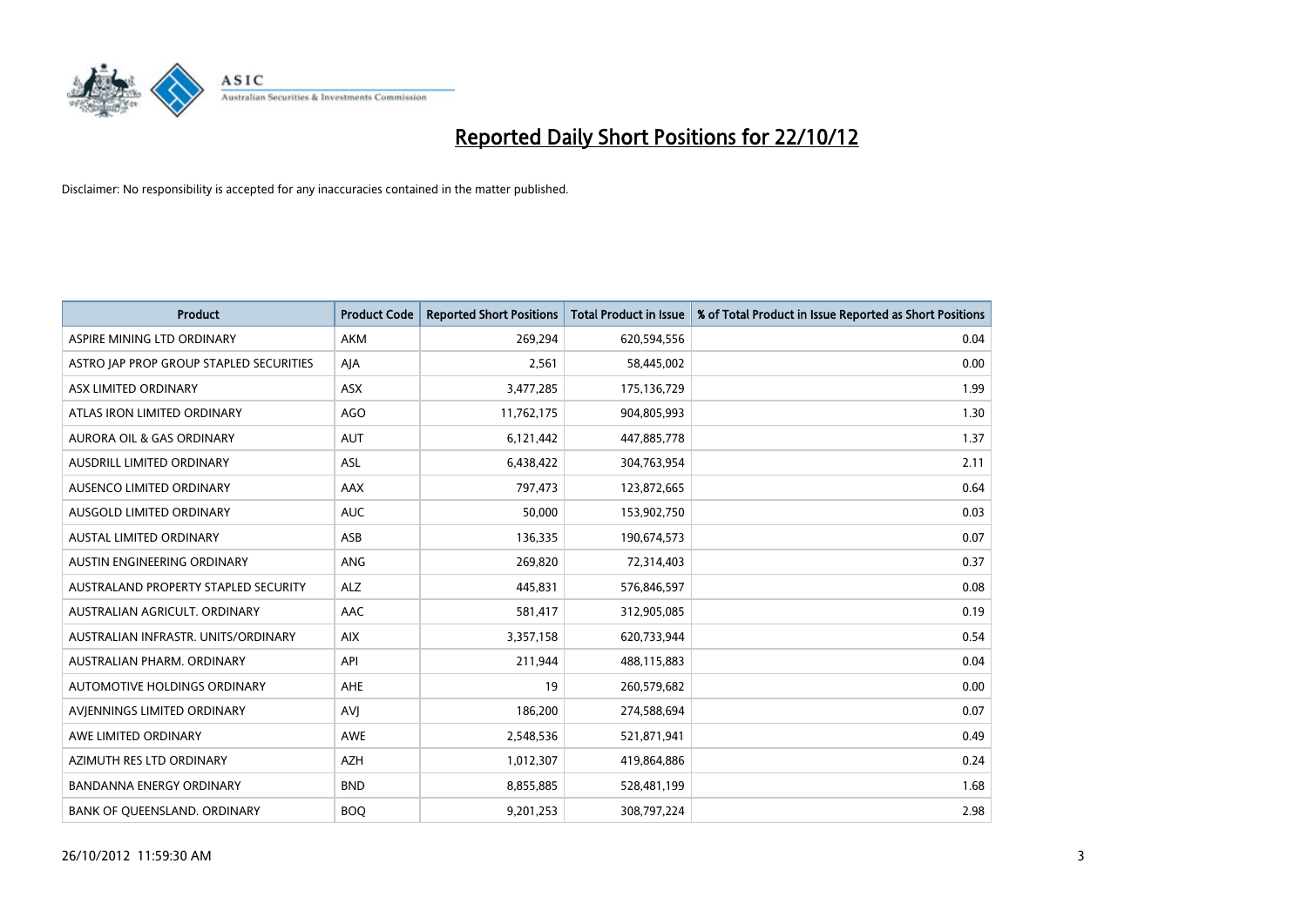# Reported Daily Short Positions for 22/10/12

Disclaimer: No responsibility is accepted for any inaccuracies contained in the matter published.

| Product | Product Code | Reported Short Positions | Total Product in Issue | % of Total Product in Issue Reported as Short Positions |
|---|---|---|---|---|
| ASPIRE MINING LTD ORDINARY | AKM | 269,294 | 620,594,556 | 0.04 |
| ASTRO JAP PROP GROUP STAPLED SECURITIES | AJA | 2,561 | 58,445,002 | 0.00 |
| ASX LIMITED ORDINARY | ASX | 3,477,285 | 175,136,729 | 1.99 |
| ATLAS IRON LIMITED ORDINARY | AGO | 11,762,175 | 904,805,993 | 1.30 |
| AURORA OIL & GAS ORDINARY | AUT | 6,121,442 | 447,885,778 | 1.37 |
| AUSDRILL LIMITED ORDINARY | ASL | 6,438,422 | 304,763,954 | 2.11 |
| AUSENCO LIMITED ORDINARY | AAX | 797,473 | 123,872,665 | 0.64 |
| AUSGOLD LIMITED ORDINARY | AUC | 50,000 | 153,902,750 | 0.03 |
| AUSTAL LIMITED ORDINARY | ASB | 136,335 | 190,674,573 | 0.07 |
| AUSTIN ENGINEERING ORDINARY | ANG | 269,820 | 72,314,403 | 0.37 |
| AUSTRALAND PROPERTY STAPLED SECURITY | ALZ | 445,831 | 576,846,597 | 0.08 |
| AUSTRALIAN AGRICULT. ORDINARY | AAC | 581,417 | 312,905,085 | 0.19 |
| AUSTRALIAN INFRASTR. UNITS/ORDINARY | AIX | 3,357,158 | 620,733,944 | 0.54 |
| AUSTRALIAN PHARM. ORDINARY | API | 211,944 | 488,115,883 | 0.04 |
| AUTOMOTIVE HOLDINGS ORDINARY | AHE | 19 | 260,579,682 | 0.00 |
| AVJENNINGS LIMITED ORDINARY | AVJ | 186,200 | 274,588,694 | 0.07 |
| AWE LIMITED ORDINARY | AWE | 2,548,536 | 521,871,941 | 0.49 |
| AZIMUTH RES LTD ORDINARY | AZH | 1,012,307 | 419,864,886 | 0.24 |
| BANDANNA ENERGY ORDINARY | BND | 8,855,885 | 528,481,199 | 1.68 |
| BANK OF QUEENSLAND. ORDINARY | BOQ | 9,201,253 | 308,797,224 | 2.98 |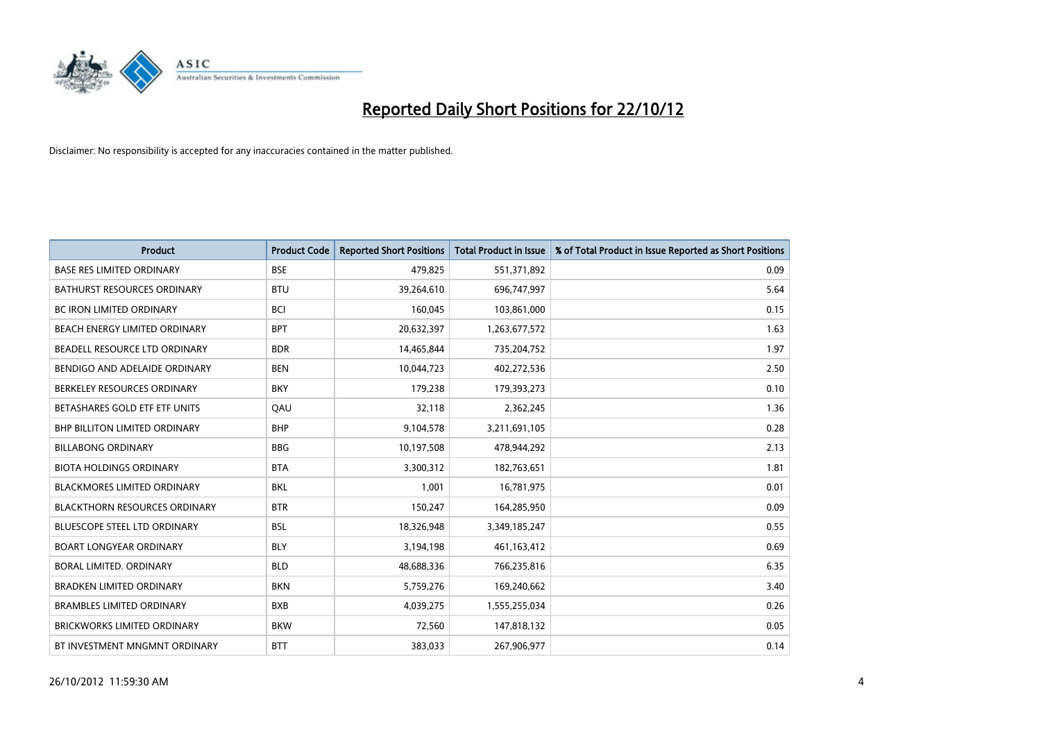# Reported Daily Short Positions for 22/10/12

Disclaimer: No responsibility is accepted for any inaccuracies contained in the matter published.

| Product | Product Code | Reported Short Positions | Total Product in Issue | % of Total Product in Issue Reported as Short Positions |
|---|---|---|---|---|
| BASE RES LIMITED ORDINARY | BSE | 479,825 | 551,371,892 | 0.09 |
| BATHURST RESOURCES ORDINARY | BTU | 39,264,610 | 696,747,997 | 5.64 |
| BC IRON LIMITED ORDINARY | BCI | 160,045 | 103,861,000 | 0.15 |
| BEACH ENERGY LIMITED ORDINARY | BPT | 20,632,397 | 1,263,677,572 | 1.63 |
| BEADELL RESOURCE LTD ORDINARY | BDR | 14,465,844 | 735,204,752 | 1.97 |
| BENDIGO AND ADELAIDE ORDINARY | BEN | 10,044,723 | 402,272,536 | 2.50 |
| BERKELEY RESOURCES ORDINARY | BKY | 179,238 | 179,393,273 | 0.10 |
| BETASHARES GOLD ETF ETF UNITS | QAU | 32,118 | 2,362,245 | 1.36 |
| BHP BILLITON LIMITED ORDINARY | BHP | 9,104,578 | 3,211,691,105 | 0.28 |
| BILLABONG ORDINARY | BBG | 10,197,508 | 478,944,292 | 2.13 |
| BIOTA HOLDINGS ORDINARY | BTA | 3,300,312 | 182,763,651 | 1.81 |
| BLACKMORES LIMITED ORDINARY | BKL | 1,001 | 16,781,975 | 0.01 |
| BLACKTHORN RESOURCES ORDINARY | BTR | 150,247 | 164,285,950 | 0.09 |
| BLUESCOPE STEEL LTD ORDINARY | BSL | 18,326,948 | 3,349,185,247 | 0.55 |
| BOART LONGYEAR ORDINARY | BLY | 3,194,198 | 461,163,412 | 0.69 |
| BORAL LIMITED. ORDINARY | BLD | 48,688,336 | 766,235,816 | 6.35 |
| BRADKEN LIMITED ORDINARY | BKN | 5,759,276 | 169,240,662 | 3.40 |
| BRAMBLES LIMITED ORDINARY | BXB | 4,039,275 | 1,555,255,034 | 0.26 |
| BRICKWORKS LIMITED ORDINARY | BKW | 72,560 | 147,818,132 | 0.05 |
| BT INVESTMENT MNGMNT ORDINARY | BTT | 383,033 | 267,906,977 | 0.14 |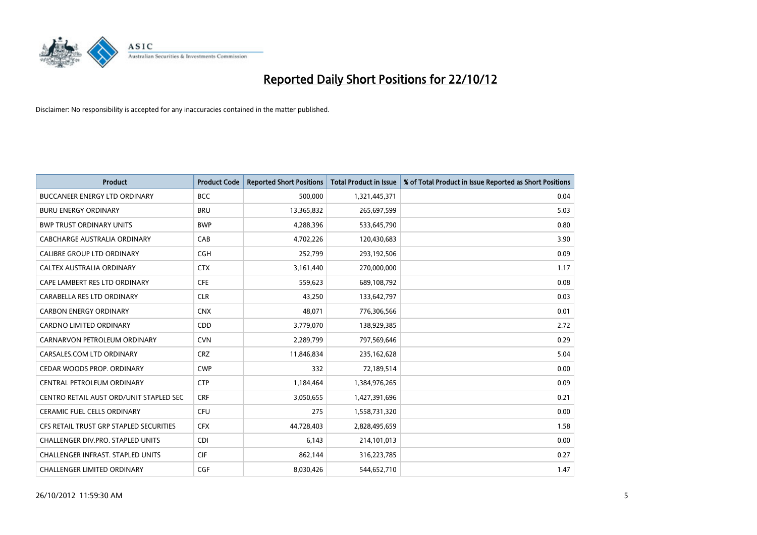# Reported Daily Short Positions for 22/10/12

Disclaimer: No responsibility is accepted for any inaccuracies contained in the matter published.

| Product | Product Code | Reported Short Positions | Total Product in Issue | % of Total Product in Issue Reported as Short Positions |
|---|---|---|---|---|
| BUCCANEER ENERGY LTD ORDINARY | BCC | 500,000 | 1,321,445,371 | 0.04 |
| BURU ENERGY ORDINARY | BRU | 13,365,832 | 265,697,599 | 5.03 |
| BWP TRUST ORDINARY UNITS | BWP | 4,288,396 | 533,645,790 | 0.80 |
| CABCHARGE AUSTRALIA ORDINARY | CAB | 4,702,226 | 120,430,683 | 3.90 |
| CALIBRE GROUP LTD ORDINARY | CGH | 252,799 | 293,192,506 | 0.09 |
| CALTEX AUSTRALIA ORDINARY | CTX | 3,161,440 | 270,000,000 | 1.17 |
| CAPE LAMBERT RES LTD ORDINARY | CFE | 559,623 | 689,108,792 | 0.08 |
| CARABELLA RES LTD ORDINARY | CLR | 43,250 | 133,642,797 | 0.03 |
| CARBON ENERGY ORDINARY | CNX | 48,071 | 776,306,566 | 0.01 |
| CARDNO LIMITED ORDINARY | CDD | 3,779,070 | 138,929,385 | 2.72 |
| CARNARVON PETROLEUM ORDINARY | CVN | 2,289,799 | 797,569,646 | 0.29 |
| CARSALES.COM LTD ORDINARY | CRZ | 11,846,834 | 235,162,628 | 5.04 |
| CEDAR WOODS PROP. ORDINARY | CWP | 332 | 72,189,514 | 0.00 |
| CENTRAL PETROLEUM ORDINARY | CTP | 1,184,464 | 1,384,976,265 | 0.09 |
| CENTRO RETAIL AUST ORD/UNIT STAPLED SEC | CRF | 3,050,655 | 1,427,391,696 | 0.21 |
| CERAMIC FUEL CELLS ORDINARY | CFU | 275 | 1,558,731,320 | 0.00 |
| CFS RETAIL TRUST GRP STAPLED SECURITIES | CFX | 44,728,403 | 2,828,495,659 | 1.58 |
| CHALLENGER DIV.PRO. STAPLED UNITS | CDI | 6,143 | 214,101,013 | 0.00 |
| CHALLENGER INFRAST. STAPLED UNITS | CIF | 862,144 | 316,223,785 | 0.27 |
| CHALLENGER LIMITED ORDINARY | CGF | 8,030,426 | 544,652,710 | 1.47 |

26/10/2012 11:59:30 AM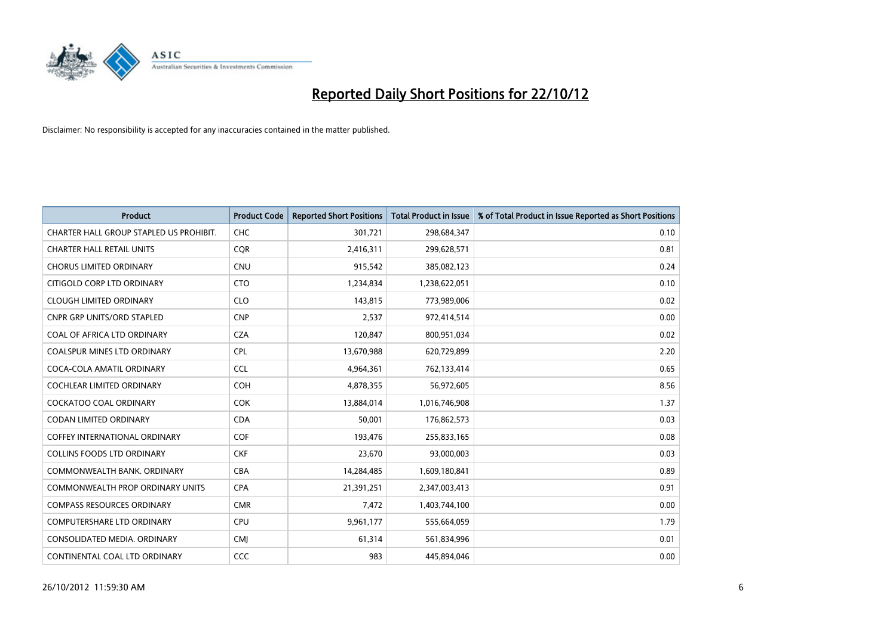# Reported Daily Short Positions for 22/10/12

Disclaimer: No responsibility is accepted for any inaccuracies contained in the matter published.

| Product | Product Code | Reported Short Positions | Total Product in Issue | % of Total Product in Issue Reported as Short Positions |
|---|---|---|---|---|
| CHARTER HALL GROUP STAPLED US PROHIBIT. | CHC | 301,721 | 298,684,347 | 0.10 |
| CHARTER HALL RETAIL UNITS | CQR | 2,416,311 | 299,628,571 | 0.81 |
| CHORUS LIMITED ORDINARY | CNU | 915,542 | 385,082,123 | 0.24 |
| CITIGOLD CORP LTD ORDINARY | CTO | 1,234,834 | 1,238,622,051 | 0.10 |
| CLOUGH LIMITED ORDINARY | CLO | 143,815 | 773,989,006 | 0.02 |
| CNPR GRP UNITS/ORD STAPLED | CNP | 2,537 | 972,414,514 | 0.00 |
| COAL OF AFRICA LTD ORDINARY | CZA | 120,847 | 800,951,034 | 0.02 |
| COALSPUR MINES LTD ORDINARY | CPL | 13,670,988 | 620,729,899 | 2.20 |
| COCA-COLA AMATIL ORDINARY | CCL | 4,964,361 | 762,133,414 | 0.65 |
| COCHLEAR LIMITED ORDINARY | COH | 4,878,355 | 56,972,605 | 8.56 |
| COCKATOO COAL ORDINARY | COK | 13,884,014 | 1,016,746,908 | 1.37 |
| CODAN LIMITED ORDINARY | CDA | 50,001 | 176,862,573 | 0.03 |
| COFFEY INTERNATIONAL ORDINARY | COF | 193,476 | 255,833,165 | 0.08 |
| COLLINS FOODS LTD ORDINARY | CKF | 23,670 | 93,000,003 | 0.03 |
| COMMONWEALTH BANK. ORDINARY | CBA | 14,284,485 | 1,609,180,841 | 0.89 |
| COMMONWEALTH PROP ORDINARY UNITS | CPA | 21,391,251 | 2,347,003,413 | 0.91 |
| COMPASS RESOURCES ORDINARY | CMR | 7,472 | 1,403,744,100 | 0.00 |
| COMPUTERSHARE LTD ORDINARY | CPU | 9,961,177 | 555,664,059 | 1.79 |
| CONSOLIDATED MEDIA. ORDINARY | CMJ | 61,314 | 561,834,996 | 0.01 |
| CONTINENTAL COAL LTD ORDINARY | CCC | 983 | 445,894,046 | 0.00 |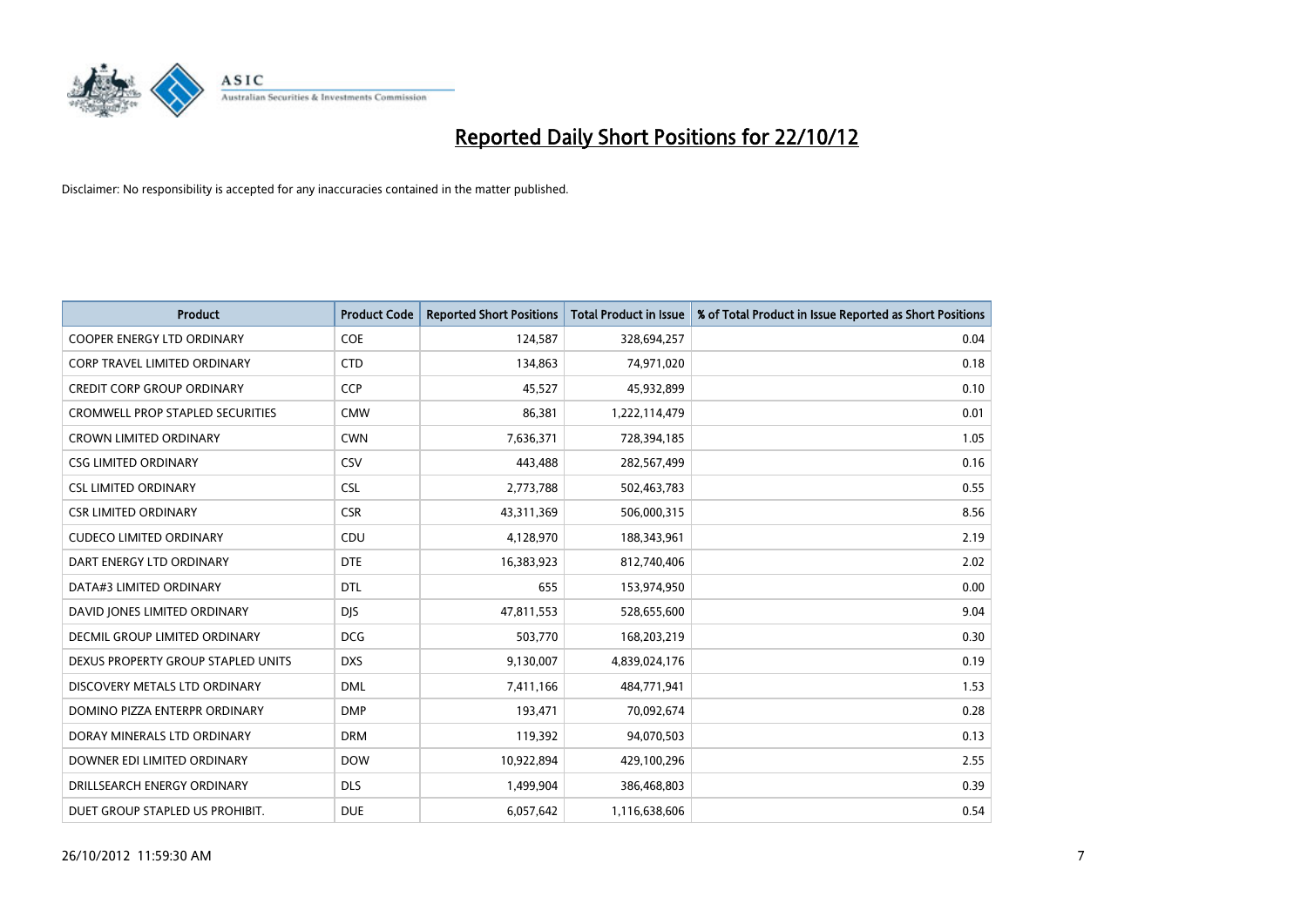# Reported Daily Short Positions for 22/10/12

Disclaimer: No responsibility is accepted for any inaccuracies contained in the matter published.

| Product | Product Code | Reported Short Positions | Total Product in Issue | % of Total Product in Issue Reported as Short Positions |
|---|---|---|---|---|
| COOPER ENERGY LTD ORDINARY | COE | 124,587 | 328,694,257 | 0.04 |
| CORP TRAVEL LIMITED ORDINARY | CTD | 134,863 | 74,971,020 | 0.18 |
| CREDIT CORP GROUP ORDINARY | CCP | 45,527 | 45,932,899 | 0.10 |
| CROMWELL PROP STAPLED SECURITIES | CMW | 86,381 | 1,222,114,479 | 0.01 |
| CROWN LIMITED ORDINARY | CWN | 7,636,371 | 728,394,185 | 1.05 |
| CSG LIMITED ORDINARY | CSV | 443,488 | 282,567,499 | 0.16 |
| CSL LIMITED ORDINARY | CSL | 2,773,788 | 502,463,783 | 0.55 |
| CSR LIMITED ORDINARY | CSR | 43,311,369 | 506,000,315 | 8.56 |
| CUDECO LIMITED ORDINARY | CDU | 4,128,970 | 188,343,961 | 2.19 |
| DART ENERGY LTD ORDINARY | DTE | 16,383,923 | 812,740,406 | 2.02 |
| DATA#3 LIMITED ORDINARY | DTL | 655 | 153,974,950 | 0.00 |
| DAVID JONES LIMITED ORDINARY | DJS | 47,811,553 | 528,655,600 | 9.04 |
| DECMIL GROUP LIMITED ORDINARY | DCG | 503,770 | 168,203,219 | 0.30 |
| DEXUS PROPERTY GROUP STAPLED UNITS | DXS | 9,130,007 | 4,839,024,176 | 0.19 |
| DISCOVERY METALS LTD ORDINARY | DML | 7,411,166 | 484,771,941 | 1.53 |
| DOMINO PIZZA ENTERPR ORDINARY | DMP | 193,471 | 70,092,674 | 0.28 |
| DORAY MINERALS LTD ORDINARY | DRM | 119,392 | 94,070,503 | 0.13 |
| DOWNER EDI LIMITED ORDINARY | DOW | 10,922,894 | 429,100,296 | 2.55 |
| DRILLSEARCH ENERGY ORDINARY | DLS | 1,499,904 | 386,468,803 | 0.39 |
| DUET GROUP STAPLED US PROHIBIT. | DUE | 6,057,642 | 1,116,638,606 | 0.54 |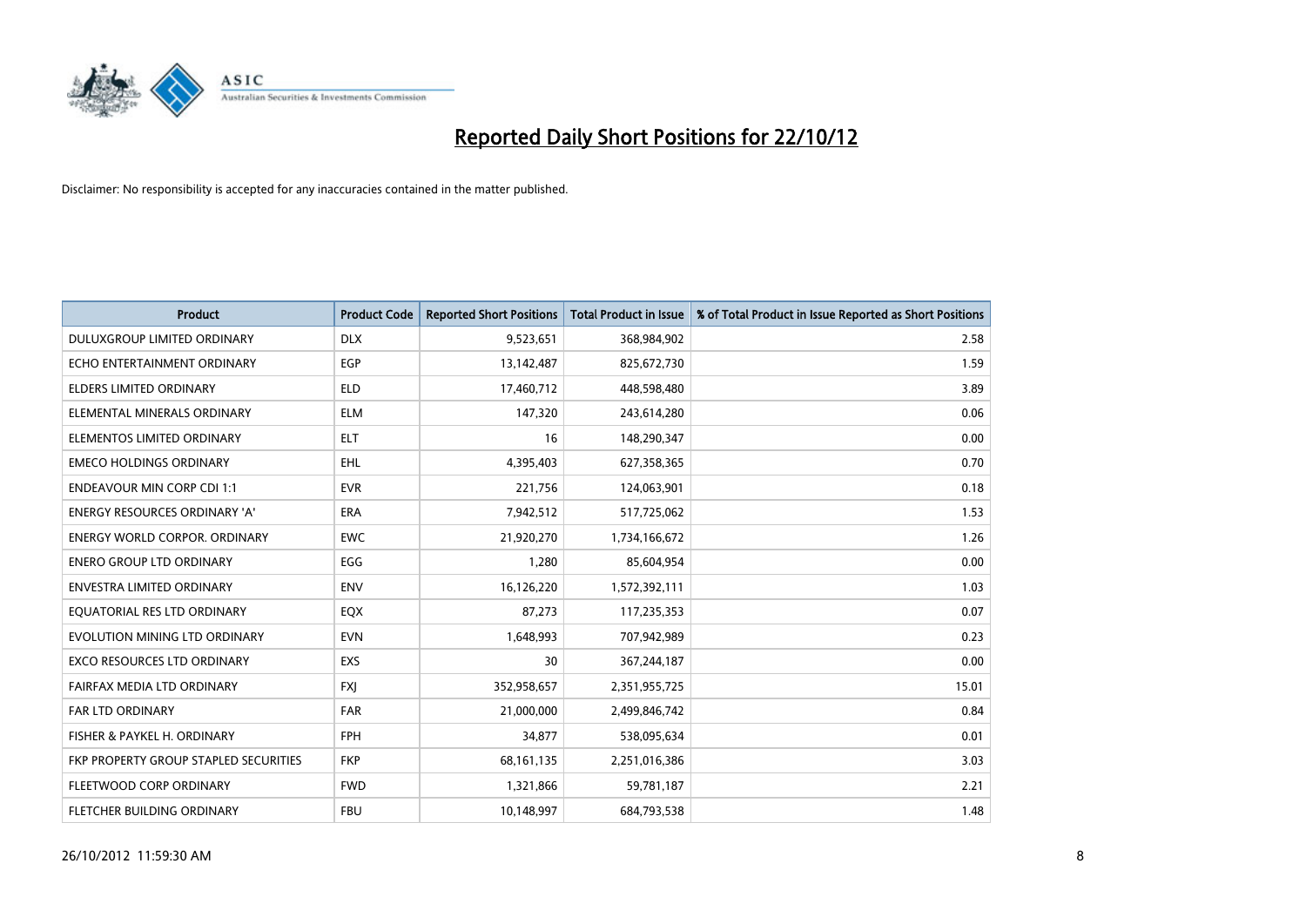# Reported Daily Short Positions for 22/10/12

Disclaimer: No responsibility is accepted for any inaccuracies contained in the matter published.

| Product | Product Code | Reported Short Positions | Total Product in Issue | % of Total Product in Issue Reported as Short Positions |
|---|---|---|---|---|
| DULUXGROUP LIMITED ORDINARY | DLX | 9,523,651 | 368,984,902 | 2.58 |
| ECHO ENTERTAINMENT ORDINARY | EGP | 13,142,487 | 825,672,730 | 1.59 |
| ELDERS LIMITED ORDINARY | ELD | 17,460,712 | 448,598,480 | 3.89 |
| ELEMENTAL MINERALS ORDINARY | ELM | 147,320 | 243,614,280 | 0.06 |
| ELEMENTOS LIMITED ORDINARY | ELT | 16 | 148,290,347 | 0.00 |
| EMECO HOLDINGS ORDINARY | EHL | 4,395,403 | 627,358,365 | 0.70 |
| ENDEAVOUR MIN CORP CDI 1:1 | EVR | 221,756 | 124,063,901 | 0.18 |
| ENERGY RESOURCES ORDINARY 'A' | ERA | 7,942,512 | 517,725,062 | 1.53 |
| ENERGY WORLD CORPOR. ORDINARY | EWC | 21,920,270 | 1,734,166,672 | 1.26 |
| ENERO GROUP LTD ORDINARY | EGG | 1,280 | 85,604,954 | 0.00 |
| ENVESTRA LIMITED ORDINARY | ENV | 16,126,220 | 1,572,392,111 | 1.03 |
| EQUATORIAL RES LTD ORDINARY | EQX | 87,273 | 117,235,353 | 0.07 |
| EVOLUTION MINING LTD ORDINARY | EVN | 1,648,993 | 707,942,989 | 0.23 |
| EXCO RESOURCES LTD ORDINARY | EXS | 30 | 367,244,187 | 0.00 |
| FAIRFAX MEDIA LTD ORDINARY | FXJ | 352,958,657 | 2,351,955,725 | 15.01 |
| FAR LTD ORDINARY | FAR | 21,000,000 | 2,499,846,742 | 0.84 |
| FISHER & PAYKEL H. ORDINARY | FPH | 34,877 | 538,095,634 | 0.01 |
| FKP PROPERTY GROUP STAPLED SECURITIES | FKP | 68,161,135 | 2,251,016,386 | 3.03 |
| FLEETWOOD CORP ORDINARY | FWD | 1,321,866 | 59,781,187 | 2.21 |
| FLETCHER BUILDING ORDINARY | FBU | 10,148,997 | 684,793,538 | 1.48 |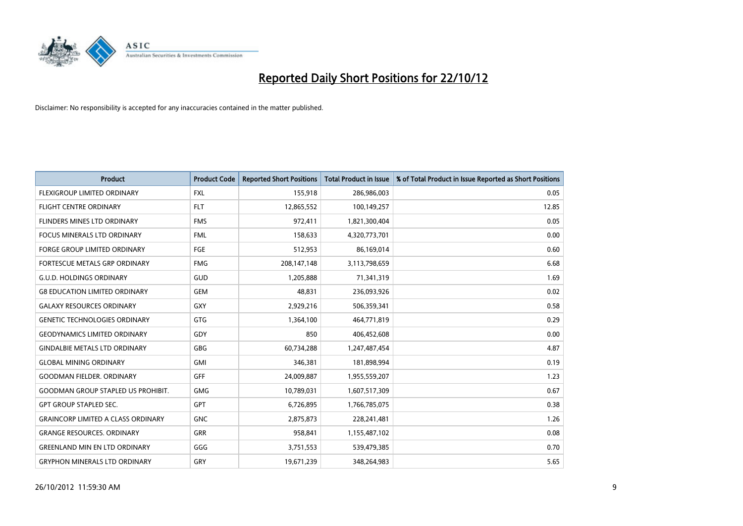# Reported Daily Short Positions for 22/10/12

Disclaimer: No responsibility is accepted for any inaccuracies contained in the matter published.

| Product | Product Code | Reported Short Positions | Total Product in Issue | % of Total Product in Issue Reported as Short Positions |
|---|---|---|---|---|
| FLEXIGROUP LIMITED ORDINARY | FXL | 155,918 | 286,986,003 | 0.05 |
| FLIGHT CENTRE ORDINARY | FLT | 12,865,552 | 100,149,257 | 12.85 |
| FLINDERS MINES LTD ORDINARY | FMS | 972,411 | 1,821,300,404 | 0.05 |
| FOCUS MINERALS LTD ORDINARY | FML | 158,633 | 4,320,773,701 | 0.00 |
| FORGE GROUP LIMITED ORDINARY | FGE | 512,953 | 86,169,014 | 0.60 |
| FORTESCUE METALS GRP ORDINARY | FMG | 208,147,148 | 3,113,798,659 | 6.68 |
| G.U.D. HOLDINGS ORDINARY | GUD | 1,205,888 | 71,341,319 | 1.69 |
| G8 EDUCATION LIMITED ORDINARY | GEM | 48,831 | 236,093,926 | 0.02 |
| GALAXY RESOURCES ORDINARY | GXY | 2,929,216 | 506,359,341 | 0.58 |
| GENETIC TECHNOLOGIES ORDINARY | GTG | 1,364,100 | 464,771,819 | 0.29 |
| GEODYNAMICS LIMITED ORDINARY | GDY | 850 | 406,452,608 | 0.00 |
| GINDALBIE METALS LTD ORDINARY | GBG | 60,734,288 | 1,247,487,454 | 4.87 |
| GLOBAL MINING ORDINARY | GMI | 346,381 | 181,898,994 | 0.19 |
| GOODMAN FIELDER. ORDINARY | GFF | 24,009,887 | 1,955,559,207 | 1.23 |
| GOODMAN GROUP STAPLED US PROHIBIT. | GMG | 10,789,031 | 1,607,517,309 | 0.67 |
| GPT GROUP STAPLED SEC. | GPT | 6,726,895 | 1,766,785,075 | 0.38 |
| GRAINCORP LIMITED A CLASS ORDINARY | GNC | 2,875,873 | 228,241,481 | 1.26 |
| GRANGE RESOURCES. ORDINARY | GRR | 958,841 | 1,155,487,102 | 0.08 |
| GREENLAND MIN EN LTD ORDINARY | GGG | 3,751,553 | 539,479,385 | 0.70 |
| GRYPHON MINERALS LTD ORDINARY | GRY | 19,671,239 | 348,264,983 | 5.65 |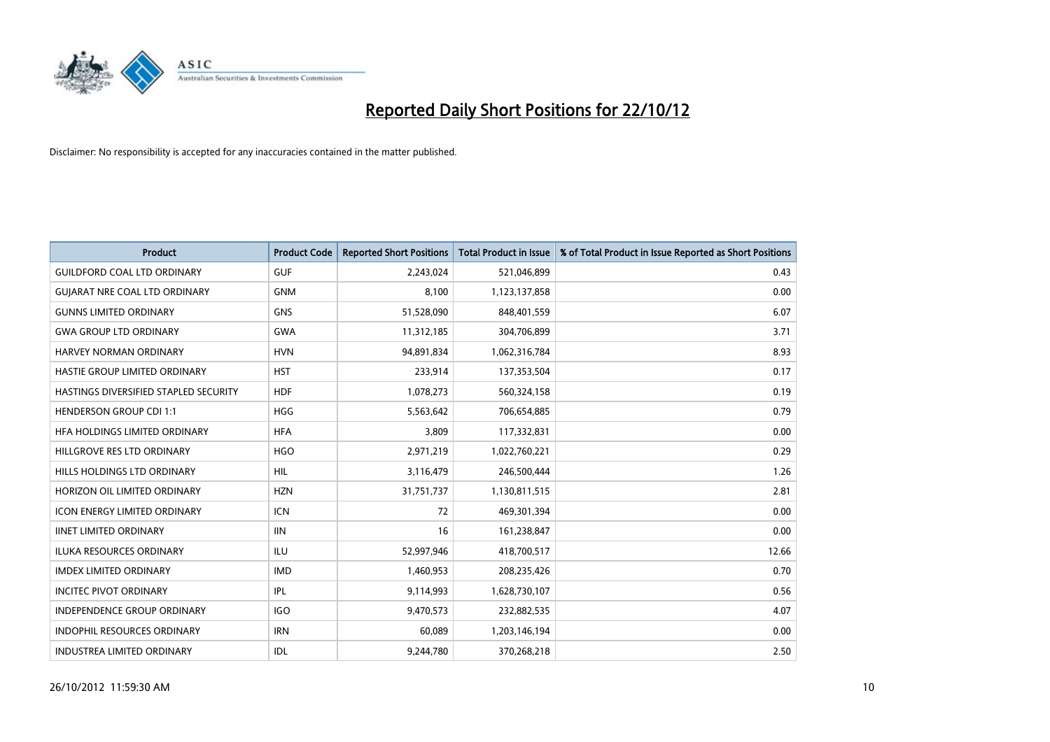# Reported Daily Short Positions for 22/10/12

Disclaimer: No responsibility is accepted for any inaccuracies contained in the matter published.

| Product | Product Code | Reported Short Positions | Total Product in Issue | % of Total Product in Issue Reported as Short Positions |
|---|---|---|---|---|
| GUILDFORD COAL LTD ORDINARY | GUF | 2,243,024 | 521,046,899 | 0.43 |
| GUJARAT NRE COAL LTD ORDINARY | GNM | 8,100 | 1,123,137,858 | 0.00 |
| GUNNS LIMITED ORDINARY | GNS | 51,528,090 | 848,401,559 | 6.07 |
| GWA GROUP LTD ORDINARY | GWA | 11,312,185 | 304,706,899 | 3.71 |
| HARVEY NORMAN ORDINARY | HVN | 94,891,834 | 1,062,316,784 | 8.93 |
| HASTIE GROUP LIMITED ORDINARY | HST | 233,914 | 137,353,504 | 0.17 |
| HASTINGS DIVERSIFIED STAPLED SECURITY | HDF | 1,078,273 | 560,324,158 | 0.19 |
| HENDERSON GROUP CDI 1:1 | HGG | 5,563,642 | 706,654,885 | 0.79 |
| HFA HOLDINGS LIMITED ORDINARY | HFA | 3,809 | 117,332,831 | 0.00 |
| HILLGROVE RES LTD ORDINARY | HGO | 2,971,219 | 1,022,760,221 | 0.29 |
| HILLS HOLDINGS LTD ORDINARY | HIL | 3,116,479 | 246,500,444 | 1.26 |
| HORIZON OIL LIMITED ORDINARY | HZN | 31,751,737 | 1,130,811,515 | 2.81 |
| ICON ENERGY LIMITED ORDINARY | ICN | 72 | 469,301,394 | 0.00 |
| IINET LIMITED ORDINARY | IIN | 16 | 161,238,847 | 0.00 |
| ILUKA RESOURCES ORDINARY | ILU | 52,997,946 | 418,700,517 | 12.66 |
| IMDEX LIMITED ORDINARY | IMD | 1,460,953 | 208,235,426 | 0.70 |
| INCITEC PIVOT ORDINARY | IPL | 9,114,993 | 1,628,730,107 | 0.56 |
| INDEPENDENCE GROUP ORDINARY | IGO | 9,470,573 | 232,882,535 | 4.07 |
| INDOPHIL RESOURCES ORDINARY | IRN | 60,089 | 1,203,146,194 | 0.00 |
| INDUSTREA LIMITED ORDINARY | IDL | 9,244,780 | 370,268,218 | 2.50 |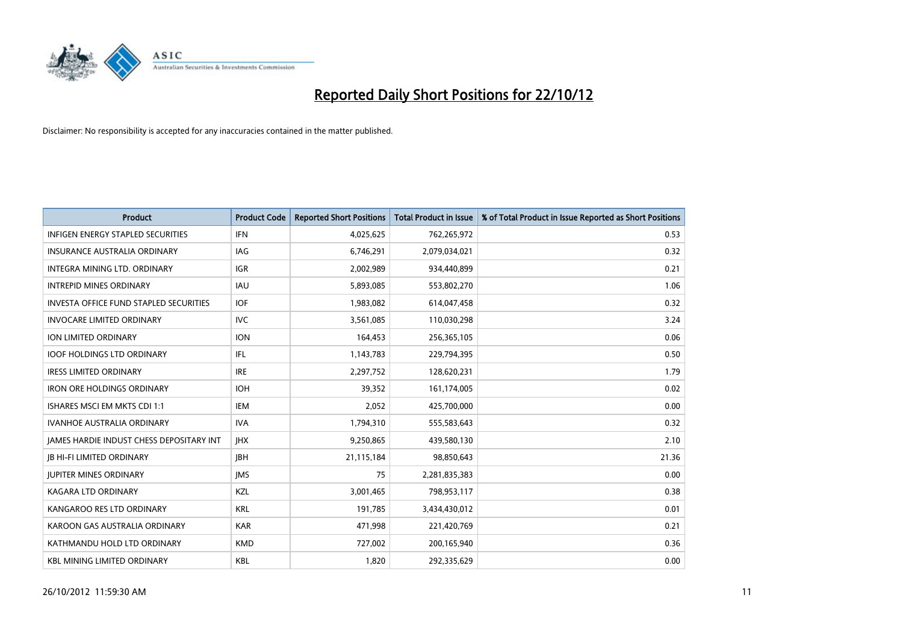# Reported Daily Short Positions for 22/10/12

Disclaimer: No responsibility is accepted for any inaccuracies contained in the matter published.

| Product | Product Code | Reported Short Positions | Total Product in Issue | % of Total Product in Issue Reported as Short Positions |
|---|---|---|---|---|
| INFIGEN ENERGY STAPLED SECURITIES | IFN | 4,025,625 | 762,265,972 | 0.53 |
| INSURANCE AUSTRALIA ORDINARY | IAG | 6,746,291 | 2,079,034,021 | 0.32 |
| INTEGRA MINING LTD. ORDINARY | IGR | 2,002,989 | 934,440,899 | 0.21 |
| INTREPID MINES ORDINARY | IAU | 5,893,085 | 553,802,270 | 1.06 |
| INVESTA OFFICE FUND STAPLED SECURITIES | IOF | 1,983,082 | 614,047,458 | 0.32 |
| INVOCARE LIMITED ORDINARY | IVC | 3,561,085 | 110,030,298 | 3.24 |
| ION LIMITED ORDINARY | ION | 164,453 | 256,365,105 | 0.06 |
| IOOF HOLDINGS LTD ORDINARY | IFL | 1,143,783 | 229,794,395 | 0.50 |
| IRESS LIMITED ORDINARY | IRE | 2,297,752 | 128,620,231 | 1.79 |
| IRON ORE HOLDINGS ORDINARY | IOH | 39,352 | 161,174,005 | 0.02 |
| ISHARES MSCI EM MKTS CDI 1:1 | IEM | 2,052 | 425,700,000 | 0.00 |
| IVANHOE AUSTRALIA ORDINARY | IVA | 1,794,310 | 555,583,643 | 0.32 |
| JAMES HARDIE INDUST CHESS DEPOSITARY INT | JHX | 9,250,865 | 439,580,130 | 2.10 |
| JB HI-FI LIMITED ORDINARY | JBH | 21,115,184 | 98,850,643 | 21.36 |
| JUPITER MINES ORDINARY | JMS | 75 | 2,281,835,383 | 0.00 |
| KAGARA LTD ORDINARY | KZL | 3,001,465 | 798,953,117 | 0.38 |
| KANGAROO RES LTD ORDINARY | KRL | 191,785 | 3,434,430,012 | 0.01 |
| KAROON GAS AUSTRALIA ORDINARY | KAR | 471,998 | 221,420,769 | 0.21 |
| KATHMANDU HOLD LTD ORDINARY | KMD | 727,002 | 200,165,940 | 0.36 |
| KBL MINING LIMITED ORDINARY | KBL | 1,820 | 292,335,629 | 0.00 |

26/10/2012 11:59:30 AM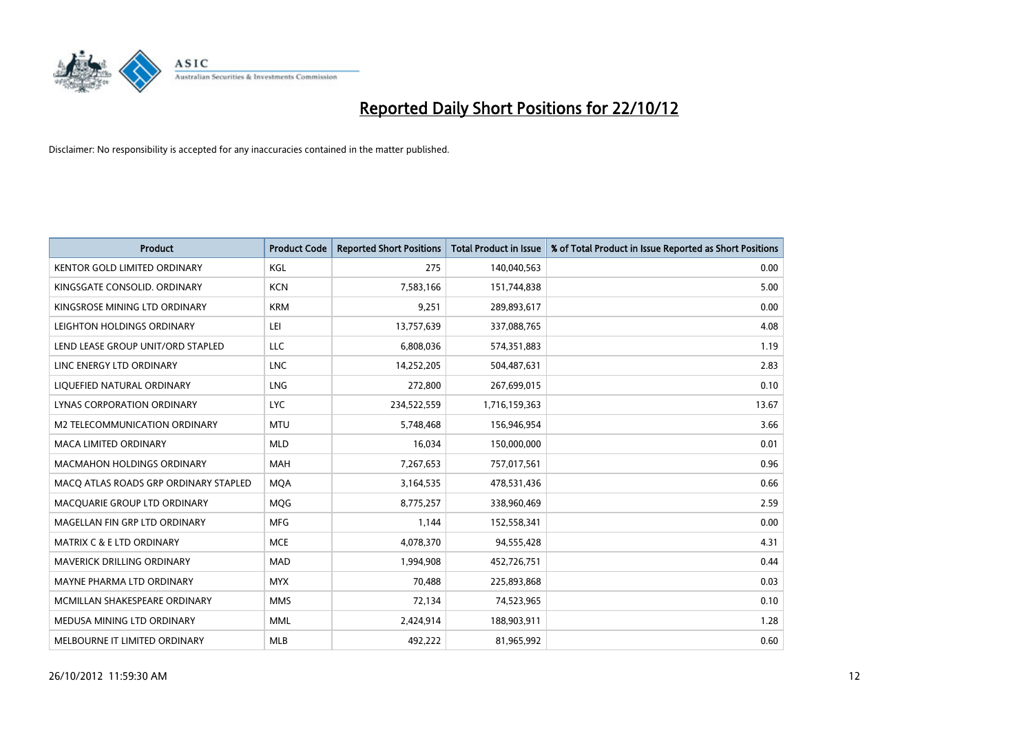# Reported Daily Short Positions for 22/10/12

Disclaimer: No responsibility is accepted for any inaccuracies contained in the matter published.

| Product | Product Code | Reported Short Positions | Total Product in Issue | % of Total Product in Issue Reported as Short Positions |
| --- | --- | --- | --- | --- |
| KENTOR GOLD LIMITED ORDINARY | KGL | 275 | 140,040,563 | 0.00 |
| KINGSGATE CONSOLID. ORDINARY | KCN | 7,583,166 | 151,744,838 | 5.00 |
| KINGSROSE MINING LTD ORDINARY | KRM | 9,251 | 289,893,617 | 0.00 |
| LEIGHTON HOLDINGS ORDINARY | LEI | 13,757,639 | 337,088,765 | 4.08 |
| LEND LEASE GROUP UNIT/ORD STAPLED | LLC | 6,808,036 | 574,351,883 | 1.19 |
| LINC ENERGY LTD ORDINARY | LNC | 14,252,205 | 504,487,631 | 2.83 |
| LIQUEFIED NATURAL ORDINARY | LNG | 272,800 | 267,699,015 | 0.10 |
| LYNAS CORPORATION ORDINARY | LYC | 234,522,559 | 1,716,159,363 | 13.67 |
| M2 TELECOMMUNICATION ORDINARY | MTU | 5,748,468 | 156,946,954 | 3.66 |
| MACA LIMITED ORDINARY | MLD | 16,034 | 150,000,000 | 0.01 |
| MACMAHON HOLDINGS ORDINARY | MAH | 7,267,653 | 757,017,561 | 0.96 |
| MACQ ATLAS ROADS GRP ORDINARY STAPLED | MQA | 3,164,535 | 478,531,436 | 0.66 |
| MACQUARIE GROUP LTD ORDINARY | MQG | 8,775,257 | 338,960,469 | 2.59 |
| MAGELLAN FIN GRP LTD ORDINARY | MFG | 1,144 | 152,558,341 | 0.00 |
| MATRIX C & E LTD ORDINARY | MCE | 4,078,370 | 94,555,428 | 4.31 |
| MAVERICK DRILLING ORDINARY | MAD | 1,994,908 | 452,726,751 | 0.44 |
| MAYNE PHARMA LTD ORDINARY | MYX | 70,488 | 225,893,868 | 0.03 |
| MCMILLAN SHAKESPEARE ORDINARY | MMS | 72,134 | 74,523,965 | 0.10 |
| MEDUSA MINING LTD ORDINARY | MML | 2,424,914 | 188,903,911 | 1.28 |
| MELBOURNE IT LIMITED ORDINARY | MLB | 492,222 | 81,965,992 | 0.60 |

26/10/2012 11:59:30 AM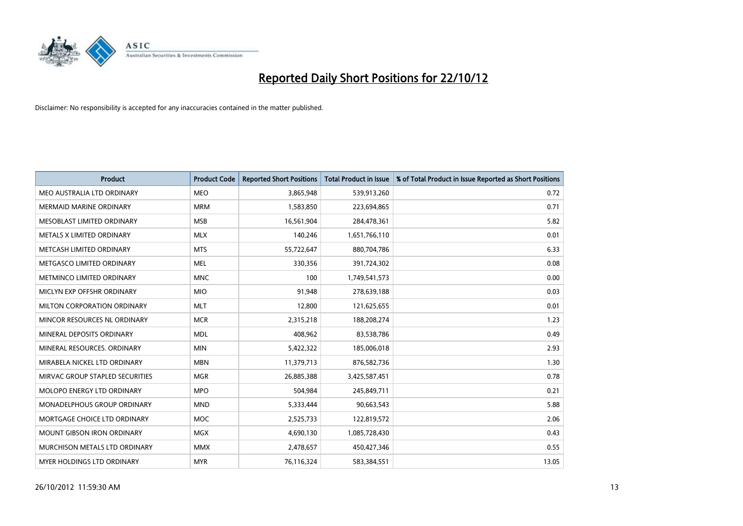# Reported Daily Short Positions for 22/10/12

Disclaimer: No responsibility is accepted for any inaccuracies contained in the matter published.

| Product | Product Code | Reported Short Positions | Total Product in Issue | % of Total Product in Issue Reported as Short Positions |
|---|---|---|---|---|
| MEO AUSTRALIA LTD ORDINARY | MEO | 3,865,948 | 539,913,260 | 0.72 |
| MERMAID MARINE ORDINARY | MRM | 1,583,850 | 223,694,865 | 0.71 |
| MESOBLAST LIMITED ORDINARY | MSB | 16,561,904 | 284,478,361 | 5.82 |
| METALS X LIMITED ORDINARY | MLX | 140,246 | 1,651,766,110 | 0.01 |
| METCASH LIMITED ORDINARY | MTS | 55,722,647 | 880,704,786 | 6.33 |
| METGASCO LIMITED ORDINARY | MEL | 330,356 | 391,724,302 | 0.08 |
| METMINCO LIMITED ORDINARY | MNC | 100 | 1,749,541,573 | 0.00 |
| MICLYN EXP OFFSHR ORDINARY | MIO | 91,948 | 278,639,188 | 0.03 |
| MILTON CORPORATION ORDINARY | MLT | 12,800 | 121,625,655 | 0.01 |
| MINCOR RESOURCES NL ORDINARY | MCR | 2,315,218 | 188,208,274 | 1.23 |
| MINERAL DEPOSITS ORDINARY | MDL | 408,962 | 83,538,786 | 0.49 |
| MINERAL RESOURCES. ORDINARY | MIN | 5,422,322 | 185,006,018 | 2.93 |
| MIRABELA NICKEL LTD ORDINARY | MBN | 11,379,713 | 876,582,736 | 1.30 |
| MIRVAC GROUP STAPLED SECURITIES | MGR | 26,885,388 | 3,425,587,451 | 0.78 |
| MOLOPO ENERGY LTD ORDINARY | MPO | 504,984 | 245,849,711 | 0.21 |
| MONADELPHOUS GROUP ORDINARY | MND | 5,333,444 | 90,663,543 | 5.88 |
| MORTGAGE CHOICE LTD ORDINARY | MOC | 2,525,733 | 122,819,572 | 2.06 |
| MOUNT GIBSON IRON ORDINARY | MGX | 4,690,130 | 1,085,728,430 | 0.43 |
| MURCHISON METALS LTD ORDINARY | MMX | 2,478,657 | 450,427,346 | 0.55 |
| MYER HOLDINGS LTD ORDINARY | MYR | 76,116,324 | 583,384,551 | 13.05 |

26/10/2012 11:59:30 AM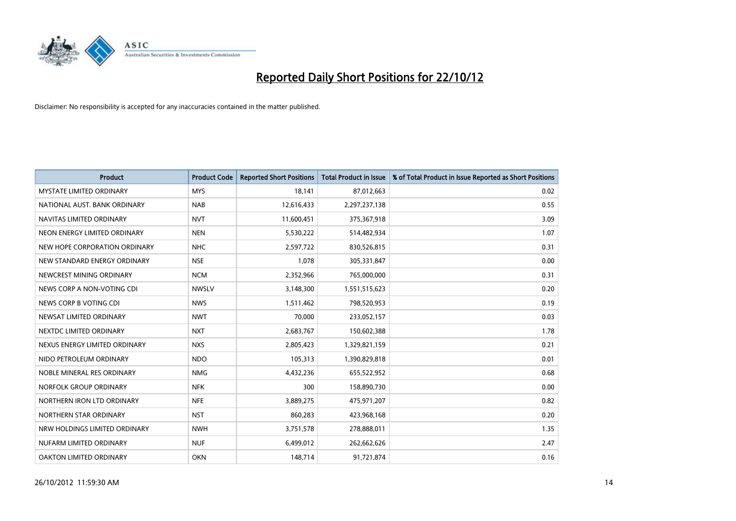# Reported Daily Short Positions for 22/10/12

Disclaimer: No responsibility is accepted for any inaccuracies contained in the matter published.

| Product | Product Code | Reported Short Positions | Total Product in Issue | % of Total Product in Issue Reported as Short Positions |
|---|---|---|---|---|
| MYSTATE LIMITED ORDINARY | MYS | 18,141 | 87,012,663 | 0.02 |
| NATIONAL AUST. BANK ORDINARY | NAB | 12,616,433 | 2,297,237,138 | 0.55 |
| NAVITAS LIMITED ORDINARY | NVT | 11,600,451 | 375,367,918 | 3.09 |
| NEON ENERGY LIMITED ORDINARY | NEN | 5,530,222 | 514,482,934 | 1.07 |
| NEW HOPE CORPORATION ORDINARY | NHC | 2,597,722 | 830,526,815 | 0.31 |
| NEW STANDARD ENERGY ORDINARY | NSE | 1,078 | 305,331,847 | 0.00 |
| NEWCREST MINING ORDINARY | NCM | 2,352,966 | 765,000,000 | 0.31 |
| NEWS CORP A NON-VOTING CDI | NWSLV | 3,148,300 | 1,551,515,623 | 0.20 |
| NEWS CORP B VOTING CDI | NWS | 1,511,462 | 798,520,953 | 0.19 |
| NEWSAT LIMITED ORDINARY | NWT | 70,000 | 233,052,157 | 0.03 |
| NEXTDC LIMITED ORDINARY | NXT | 2,683,767 | 150,602,388 | 1.78 |
| NEXUS ENERGY LIMITED ORDINARY | NXS | 2,805,423 | 1,329,821,159 | 0.21 |
| NIDO PETROLEUM ORDINARY | NDO | 105,313 | 1,390,829,818 | 0.01 |
| NOBLE MINERAL RES ORDINARY | NMG | 4,432,236 | 655,522,952 | 0.68 |
| NORFOLK GROUP ORDINARY | NFK | 300 | 158,890,730 | 0.00 |
| NORTHERN IRON LTD ORDINARY | NFE | 3,889,275 | 475,971,207 | 0.82 |
| NORTHERN STAR ORDINARY | NST | 860,283 | 423,968,168 | 0.20 |
| NRW HOLDINGS LIMITED ORDINARY | NWH | 3,751,578 | 278,888,011 | 1.35 |
| NUFARM LIMITED ORDINARY | NUF | 6,499,012 | 262,662,626 | 2.47 |
| OAKTON LIMITED ORDINARY | OKN | 148,714 | 91,721,874 | 0.16 |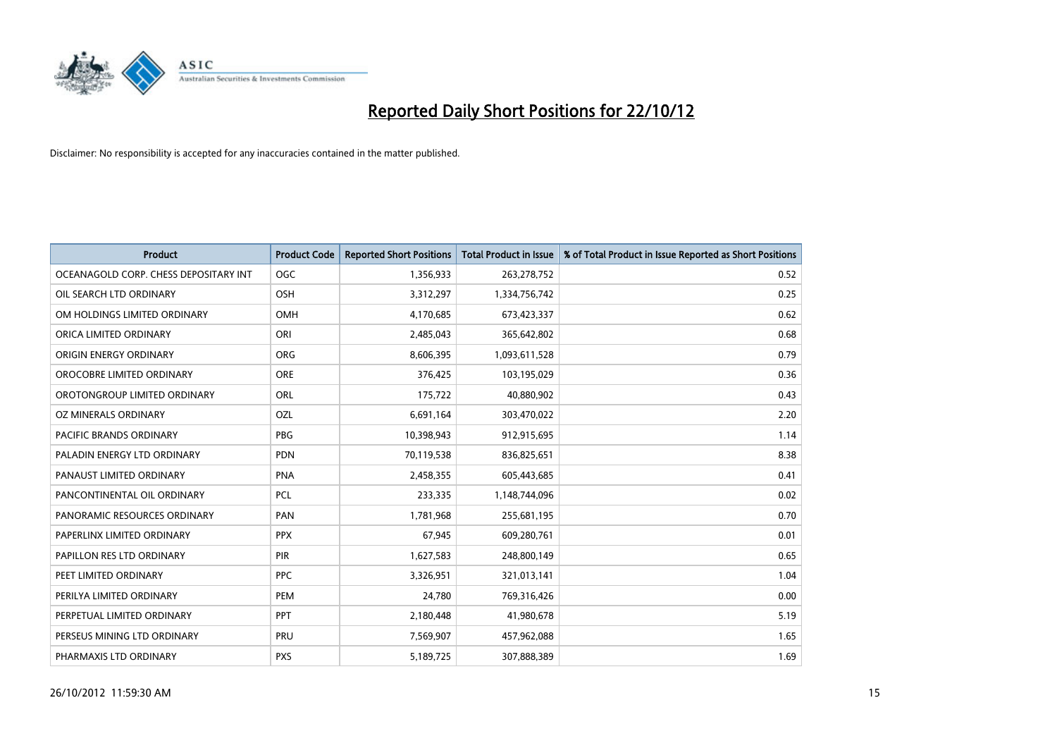# Reported Daily Short Positions for 22/10/12

Disclaimer: No responsibility is accepted for any inaccuracies contained in the matter published.

| Product | Product Code | Reported Short Positions | Total Product in Issue | % of Total Product in Issue Reported as Short Positions |
|---|---|---|---|---|
| OCEANAGOLD CORP. CHESS DEPOSITARY INT | OGC | 1,356,933 | 263,278,752 | 0.52 |
| OIL SEARCH LTD ORDINARY | OSH | 3,312,297 | 1,334,756,742 | 0.25 |
| OM HOLDINGS LIMITED ORDINARY | OMH | 4,170,685 | 673,423,337 | 0.62 |
| ORICA LIMITED ORDINARY | ORI | 2,485,043 | 365,642,802 | 0.68 |
| ORIGIN ENERGY ORDINARY | ORG | 8,606,395 | 1,093,611,528 | 0.79 |
| OROCOBRE LIMITED ORDINARY | ORE | 376,425 | 103,195,029 | 0.36 |
| OROTONGROUP LIMITED ORDINARY | ORL | 175,722 | 40,880,902 | 0.43 |
| OZ MINERALS ORDINARY | OZL | 6,691,164 | 303,470,022 | 2.20 |
| PACIFIC BRANDS ORDINARY | PBG | 10,398,943 | 912,915,695 | 1.14 |
| PALADIN ENERGY LTD ORDINARY | PDN | 70,119,538 | 836,825,651 | 8.38 |
| PANAUST LIMITED ORDINARY | PNA | 2,458,355 | 605,443,685 | 0.41 |
| PANCONTINENTAL OIL ORDINARY | PCL | 233,335 | 1,148,744,096 | 0.02 |
| PANORAMIC RESOURCES ORDINARY | PAN | 1,781,968 | 255,681,195 | 0.70 |
| PAPERLINX LIMITED ORDINARY | PPX | 67,945 | 609,280,761 | 0.01 |
| PAPILLON RES LTD ORDINARY | PIR | 1,627,583 | 248,800,149 | 0.65 |
| PEET LIMITED ORDINARY | PPC | 3,326,951 | 321,013,141 | 1.04 |
| PERILYA LIMITED ORDINARY | PEM | 24,780 | 769,316,426 | 0.00 |
| PERPETUAL LIMITED ORDINARY | PPT | 2,180,448 | 41,980,678 | 5.19 |
| PERSEUS MINING LTD ORDINARY | PRU | 7,569,907 | 457,962,088 | 1.65 |
| PHARMAXIS LTD ORDINARY | PXS | 5,189,725 | 307,888,389 | 1.69 |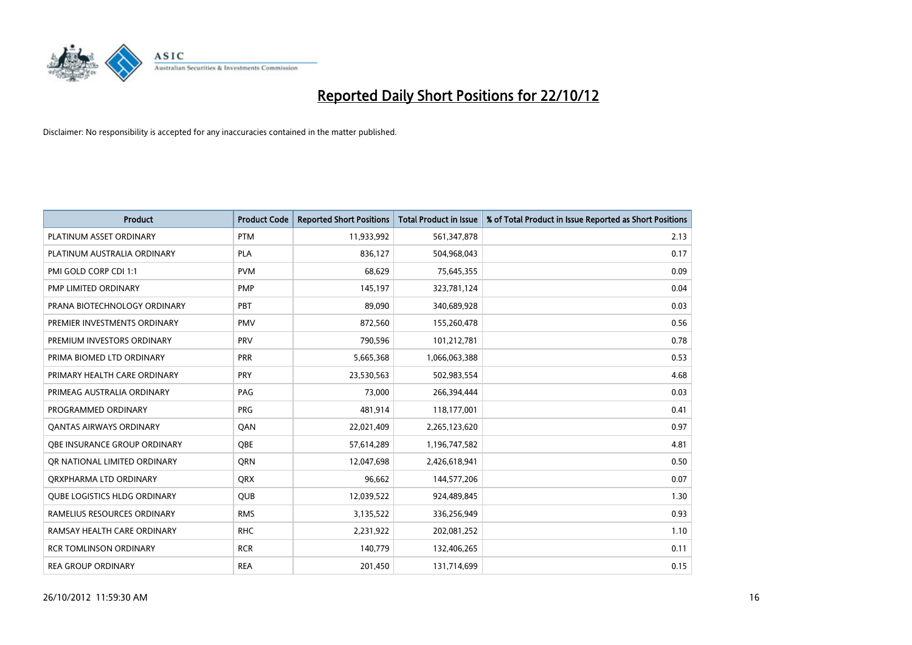# Reported Daily Short Positions for 22/10/12

Disclaimer: No responsibility is accepted for any inaccuracies contained in the matter published.

| Product | Product Code | Reported Short Positions | Total Product in Issue | % of Total Product in Issue Reported as Short Positions |
|---|---|---|---|---|
| PLATINUM ASSET ORDINARY | PTM | 11,933,992 | 561,347,878 | 2.13 |
| PLATINUM AUSTRALIA ORDINARY | PLA | 836,127 | 504,968,043 | 0.17 |
| PMI GOLD CORP CDI 1:1 | PVM | 68,629 | 75,645,355 | 0.09 |
| PMP LIMITED ORDINARY | PMP | 145,197 | 323,781,124 | 0.04 |
| PRANA BIOTECHNOLOGY ORDINARY | PBT | 89,090 | 340,689,928 | 0.03 |
| PREMIER INVESTMENTS ORDINARY | PMV | 872,560 | 155,260,478 | 0.56 |
| PREMIUM INVESTORS ORDINARY | PRV | 790,596 | 101,212,781 | 0.78 |
| PRIMA BIOMED LTD ORDINARY | PRR | 5,665,368 | 1,066,063,388 | 0.53 |
| PRIMARY HEALTH CARE ORDINARY | PRY | 23,530,563 | 502,983,554 | 4.68 |
| PRIMEAG AUSTRALIA ORDINARY | PAG | 73,000 | 266,394,444 | 0.03 |
| PROGRAMMED ORDINARY | PRG | 481,914 | 118,177,001 | 0.41 |
| QANTAS AIRWAYS ORDINARY | QAN | 22,021,409 | 2,265,123,620 | 0.97 |
| QBE INSURANCE GROUP ORDINARY | QBE | 57,614,289 | 1,196,747,582 | 4.81 |
| QR NATIONAL LIMITED ORDINARY | QRN | 12,047,698 | 2,426,618,941 | 0.50 |
| QRXPHARMA LTD ORDINARY | QRX | 96,662 | 144,577,206 | 0.07 |
| QUBE LOGISTICS HLDG ORDINARY | QUB | 12,039,522 | 924,489,845 | 1.30 |
| RAMELIUS RESOURCES ORDINARY | RMS | 3,135,522 | 336,256,949 | 0.93 |
| RAMSAY HEALTH CARE ORDINARY | RHC | 2,231,922 | 202,081,252 | 1.10 |
| RCR TOMLINSON ORDINARY | RCR | 140,779 | 132,406,265 | 0.11 |
| REA GROUP ORDINARY | REA | 201,450 | 131,714,699 | 0.15 |

26/10/2012 11:59:30 AM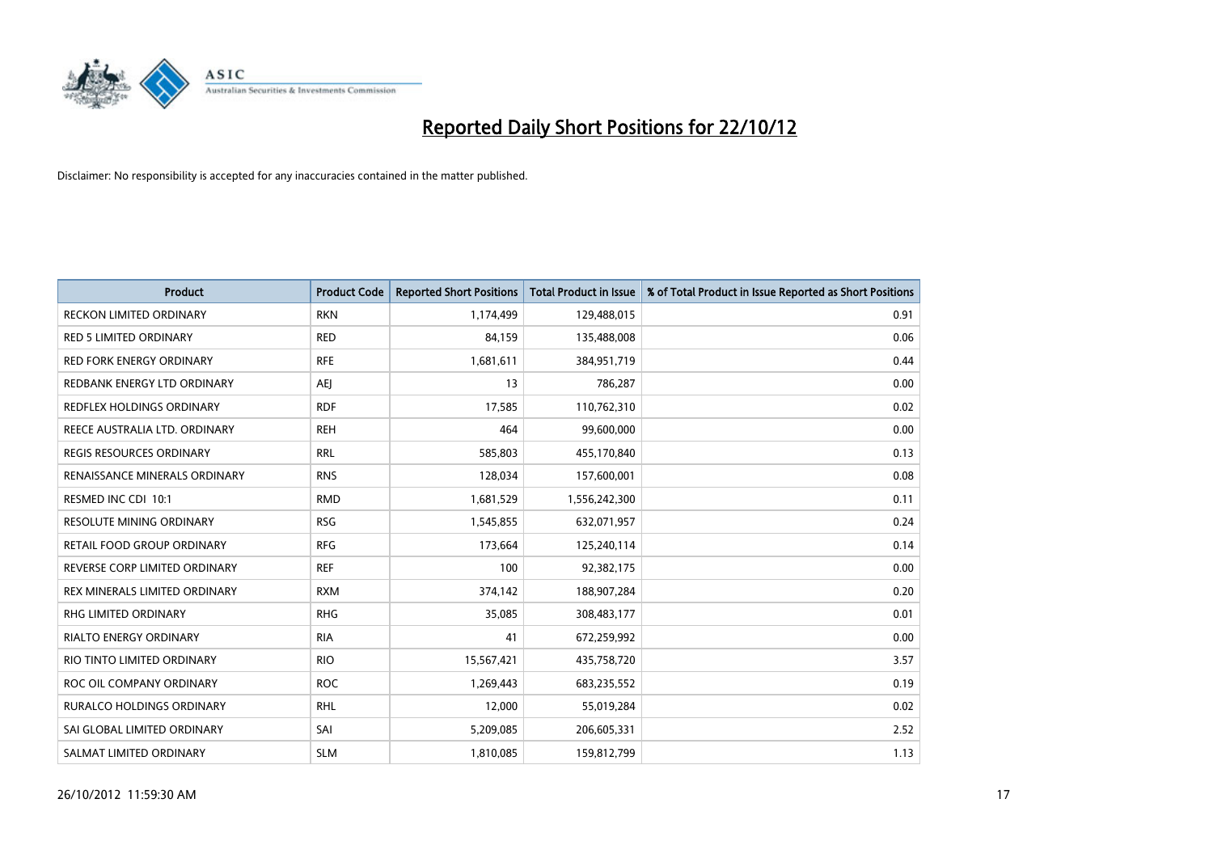# Reported Daily Short Positions for 22/10/12

Disclaimer: No responsibility is accepted for any inaccuracies contained in the matter published.

| Product | Product Code | Reported Short Positions | Total Product in Issue | % of Total Product in Issue Reported as Short Positions |
|---|---|---|---|---|
| RECKON LIMITED ORDINARY | RKN | 1,174,499 | 129,488,015 | 0.91 |
| RED 5 LIMITED ORDINARY | RED | 84,159 | 135,488,008 | 0.06 |
| RED FORK ENERGY ORDINARY | RFE | 1,681,611 | 384,951,719 | 0.44 |
| REDBANK ENERGY LTD ORDINARY | AEJ | 13 | 786,287 | 0.00 |
| REDFLEX HOLDINGS ORDINARY | RDF | 17,585 | 110,762,310 | 0.02 |
| REECE AUSTRALIA LTD. ORDINARY | REH | 464 | 99,600,000 | 0.00 |
| REGIS RESOURCES ORDINARY | RRL | 585,803 | 455,170,840 | 0.13 |
| RENAISSANCE MINERALS ORDINARY | RNS | 128,034 | 157,600,001 | 0.08 |
| RESMED INC CDI 10:1 | RMD | 1,681,529 | 1,556,242,300 | 0.11 |
| RESOLUTE MINING ORDINARY | RSG | 1,545,855 | 632,071,957 | 0.24 |
| RETAIL FOOD GROUP ORDINARY | RFG | 173,664 | 125,240,114 | 0.14 |
| REVERSE CORP LIMITED ORDINARY | REF | 100 | 92,382,175 | 0.00 |
| REX MINERALS LIMITED ORDINARY | RXM | 374,142 | 188,907,284 | 0.20 |
| RHG LIMITED ORDINARY | RHG | 35,085 | 308,483,177 | 0.01 |
| RIALTO ENERGY ORDINARY | RIA | 41 | 672,259,992 | 0.00 |
| RIO TINTO LIMITED ORDINARY | RIO | 15,567,421 | 435,758,720 | 3.57 |
| ROC OIL COMPANY ORDINARY | ROC | 1,269,443 | 683,235,552 | 0.19 |
| RURALCO HOLDINGS ORDINARY | RHL | 12,000 | 55,019,284 | 0.02 |
| SAI GLOBAL LIMITED ORDINARY | SAI | 5,209,085 | 206,605,331 | 2.52 |
| SALMAT LIMITED ORDINARY | SLM | 1,810,085 | 159,812,799 | 1.13 |

26/10/2012 11:59:30 AM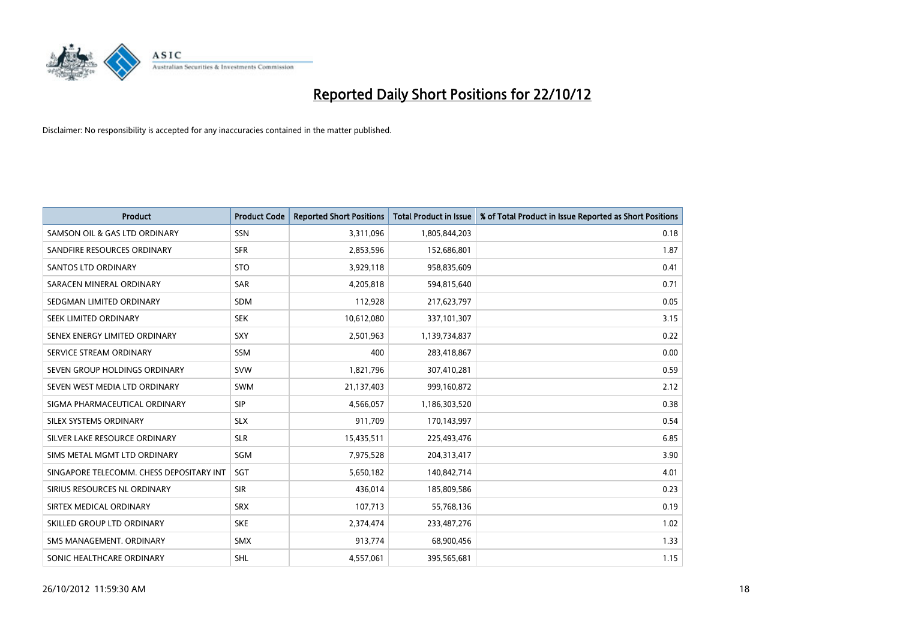# Reported Daily Short Positions for 22/10/12

Disclaimer: No responsibility is accepted for any inaccuracies contained in the matter published.

| Product | Product Code | Reported Short Positions | Total Product in Issue | % of Total Product in Issue Reported as Short Positions |
| --- | --- | --- | --- | --- |
| SAMSON OIL & GAS LTD ORDINARY | SSN | 3,311,096 | 1,805,844,203 | 0.18 |
| SANDFIRE RESOURCES ORDINARY | SFR | 2,853,596 | 152,686,801 | 1.87 |
| SANTOS LTD ORDINARY | STO | 3,929,118 | 958,835,609 | 0.41 |
| SARACEN MINERAL ORDINARY | SAR | 4,205,818 | 594,815,640 | 0.71 |
| SEDGMAN LIMITED ORDINARY | SDM | 112,928 | 217,623,797 | 0.05 |
| SEEK LIMITED ORDINARY | SEK | 10,612,080 | 337,101,307 | 3.15 |
| SENEX ENERGY LIMITED ORDINARY | SXY | 2,501,963 | 1,139,734,837 | 0.22 |
| SERVICE STREAM ORDINARY | SSM | 400 | 283,418,867 | 0.00 |
| SEVEN GROUP HOLDINGS ORDINARY | SVW | 1,821,796 | 307,410,281 | 0.59 |
| SEVEN WEST MEDIA LTD ORDINARY | SWM | 21,137,403 | 999,160,872 | 2.12 |
| SIGMA PHARMACEUTICAL ORDINARY | SIP | 4,566,057 | 1,186,303,520 | 0.38 |
| SILEX SYSTEMS ORDINARY | SLX | 911,709 | 170,143,997 | 0.54 |
| SILVER LAKE RESOURCE ORDINARY | SLR | 15,435,511 | 225,493,476 | 6.85 |
| SIMS METAL MGMT LTD ORDINARY | SGM | 7,975,528 | 204,313,417 | 3.90 |
| SINGAPORE TELECOMM. CHESS DEPOSITARY INT | SGT | 5,650,182 | 140,842,714 | 4.01 |
| SIRIUS RESOURCES NL ORDINARY | SIR | 436,014 | 185,809,586 | 0.23 |
| SIRTEX MEDICAL ORDINARY | SRX | 107,713 | 55,768,136 | 0.19 |
| SKILLED GROUP LTD ORDINARY | SKE | 2,374,474 | 233,487,276 | 1.02 |
| SMS MANAGEMENT. ORDINARY | SMX | 913,774 | 68,900,456 | 1.33 |
| SONIC HEALTHCARE ORDINARY | SHL | 4,557,061 | 395,565,681 | 1.15 |

26/10/2012 11:59:30 AM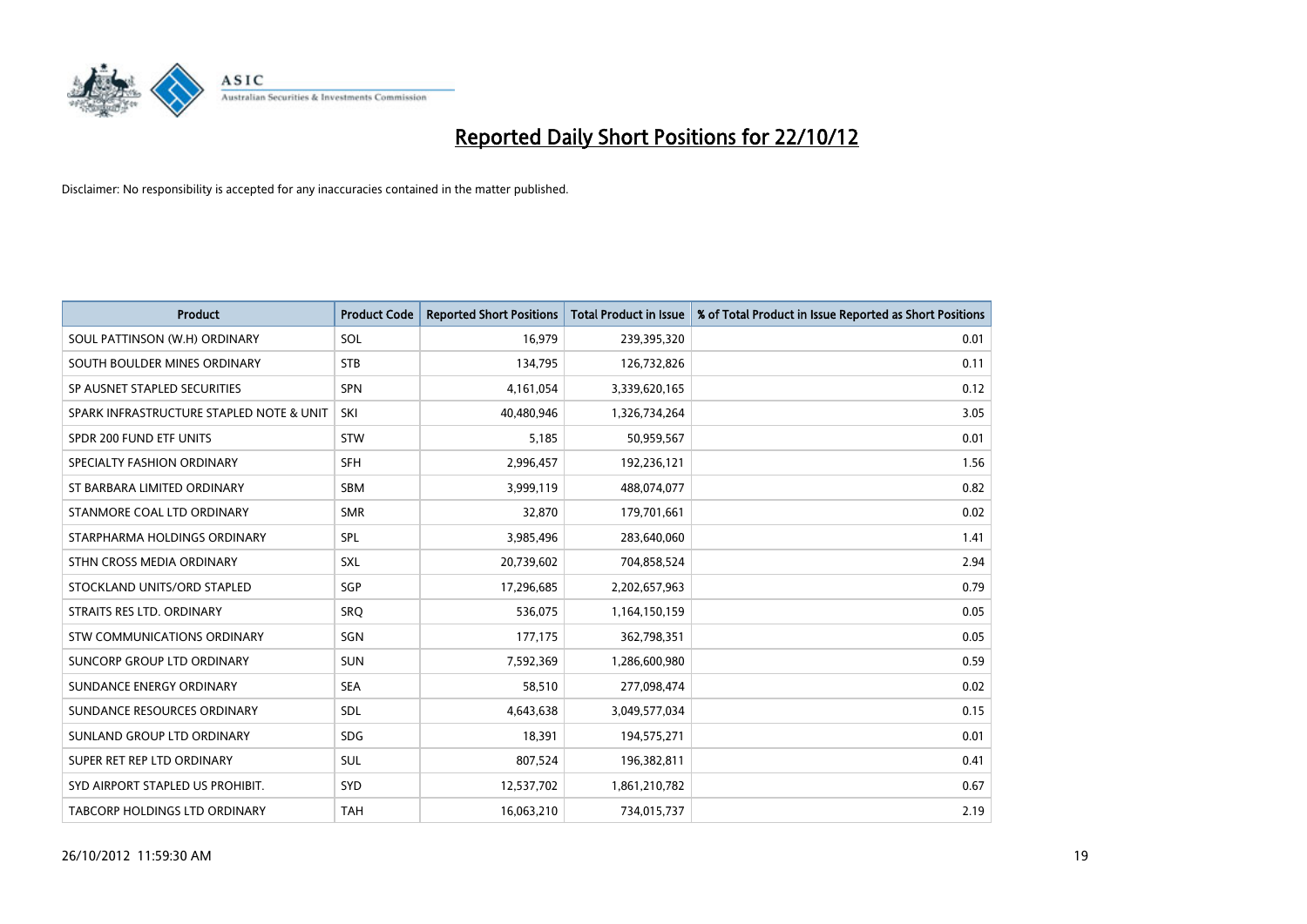# Reported Daily Short Positions for 22/10/12

Disclaimer: No responsibility is accepted for any inaccuracies contained in the matter published.

| Product | Product Code | Reported Short Positions | Total Product in Issue | % of Total Product in Issue Reported as Short Positions |
|---|---|---|---|---|
| SOUL PATTINSON (W.H) ORDINARY | SOL | 16,979 | 239,395,320 | 0.01 |
| SOUTH BOULDER MINES ORDINARY | STB | 134,795 | 126,732,826 | 0.11 |
| SP AUSNET STAPLED SECURITIES | SPN | 4,161,054 | 3,339,620,165 | 0.12 |
| SPARK INFRASTRUCTURE STAPLED NOTE & UNIT | SKI | 40,480,946 | 1,326,734,264 | 3.05 |
| SPDR 200 FUND ETF UNITS | STW | 5,185 | 50,959,567 | 0.01 |
| SPECIALTY FASHION ORDINARY | SFH | 2,996,457 | 192,236,121 | 1.56 |
| ST BARBARA LIMITED ORDINARY | SBM | 3,999,119 | 488,074,077 | 0.82 |
| STANMORE COAL LTD ORDINARY | SMR | 32,870 | 179,701,661 | 0.02 |
| STARPHARMA HOLDINGS ORDINARY | SPL | 3,985,496 | 283,640,060 | 1.41 |
| STHN CROSS MEDIA ORDINARY | SXL | 20,739,602 | 704,858,524 | 2.94 |
| STOCKLAND UNITS/ORD STAPLED | SGP | 17,296,685 | 2,202,657,963 | 0.79 |
| STRAITS RES LTD. ORDINARY | SRQ | 536,075 | 1,164,150,159 | 0.05 |
| STW COMMUNICATIONS ORDINARY | SGN | 177,175 | 362,798,351 | 0.05 |
| SUNCORP GROUP LTD ORDINARY | SUN | 7,592,369 | 1,286,600,980 | 0.59 |
| SUNDANCE ENERGY ORDINARY | SEA | 58,510 | 277,098,474 | 0.02 |
| SUNDANCE RESOURCES ORDINARY | SDL | 4,643,638 | 3,049,577,034 | 0.15 |
| SUNLAND GROUP LTD ORDINARY | SDG | 18,391 | 194,575,271 | 0.01 |
| SUPER RET REP LTD ORDINARY | SUL | 807,524 | 196,382,811 | 0.41 |
| SYD AIRPORT STAPLED US PROHIBIT. | SYD | 12,537,702 | 1,861,210,782 | 0.67 |
| TABCORP HOLDINGS LTD ORDINARY | TAH | 16,063,210 | 734,015,737 | 2.19 |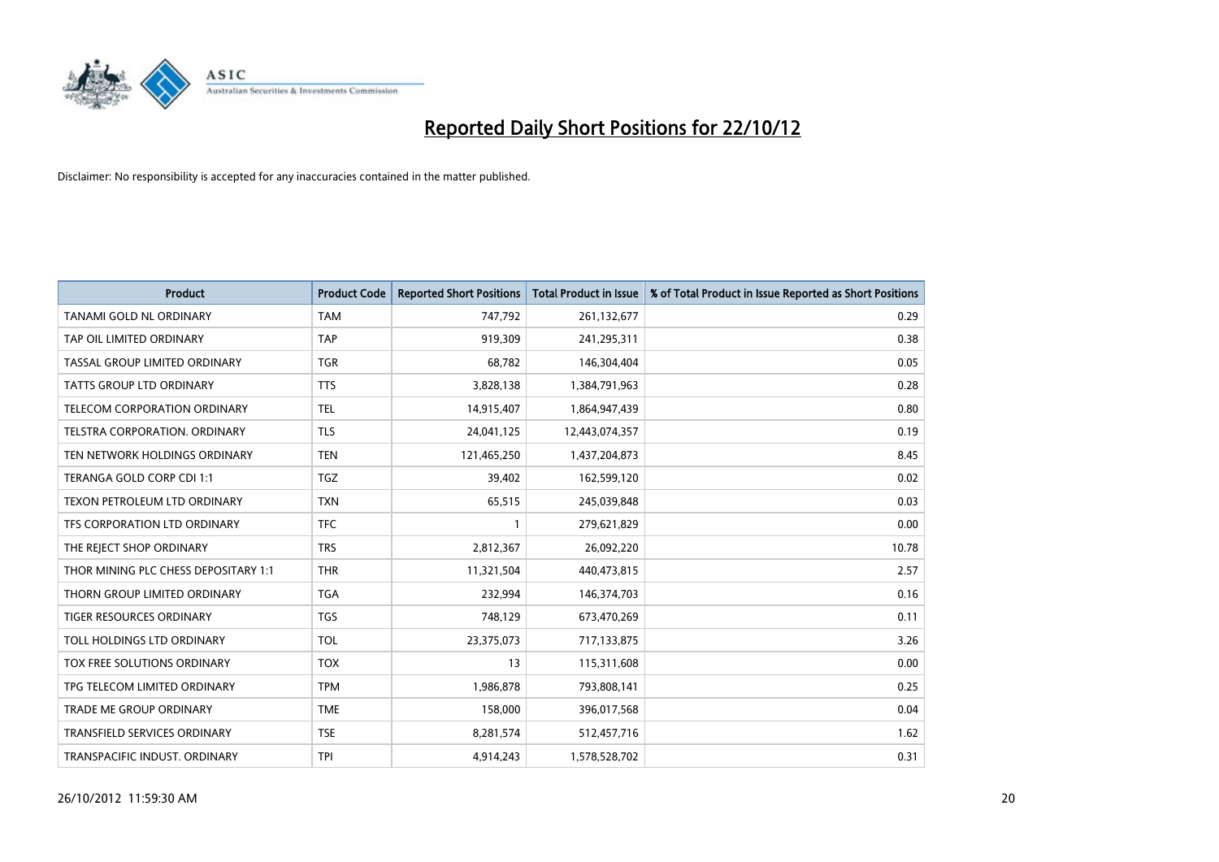# Reported Daily Short Positions for 22/10/12

Disclaimer: No responsibility is accepted for any inaccuracies contained in the matter published.

| Product | Product Code | Reported Short Positions | Total Product in Issue | % of Total Product in Issue Reported as Short Positions |
|---|---|---|---|---|
| TANAMI GOLD NL ORDINARY | TAM | 747,792 | 261,132,677 | 0.29 |
| TAP OIL LIMITED ORDINARY | TAP | 919,309 | 241,295,311 | 0.38 |
| TASSAL GROUP LIMITED ORDINARY | TGR | 68,782 | 146,304,404 | 0.05 |
| TATTS GROUP LTD ORDINARY | TTS | 3,828,138 | 1,384,791,963 | 0.28 |
| TELECOM CORPORATION ORDINARY | TEL | 14,915,407 | 1,864,947,439 | 0.80 |
| TELSTRA CORPORATION. ORDINARY | TLS | 24,041,125 | 12,443,074,357 | 0.19 |
| TEN NETWORK HOLDINGS ORDINARY | TEN | 121,465,250 | 1,437,204,873 | 8.45 |
| TERANGA GOLD CORP CDI 1:1 | TGZ | 39,402 | 162,599,120 | 0.02 |
| TEXON PETROLEUM LTD ORDINARY | TXN | 65,515 | 245,039,848 | 0.03 |
| TFS CORPORATION LTD ORDINARY | TFC | 1 | 279,621,829 | 0.00 |
| THE REJECT SHOP ORDINARY | TRS | 2,812,367 | 26,092,220 | 10.78 |
| THOR MINING PLC CHESS DEPOSITARY 1:1 | THR | 11,321,504 | 440,473,815 | 2.57 |
| THORN GROUP LIMITED ORDINARY | TGA | 232,994 | 146,374,703 | 0.16 |
| TIGER RESOURCES ORDINARY | TGS | 748,129 | 673,470,269 | 0.11 |
| TOLL HOLDINGS LTD ORDINARY | TOL | 23,375,073 | 717,133,875 | 3.26 |
| TOX FREE SOLUTIONS ORDINARY | TOX | 13 | 115,311,608 | 0.00 |
| TPG TELECOM LIMITED ORDINARY | TPM | 1,986,878 | 793,808,141 | 0.25 |
| TRADE ME GROUP ORDINARY | TME | 158,000 | 396,017,568 | 0.04 |
| TRANSFIELD SERVICES ORDINARY | TSE | 8,281,574 | 512,457,716 | 1.62 |
| TRANSPACIFIC INDUST. ORDINARY | TPI | 4,914,243 | 1,578,528,702 | 0.31 |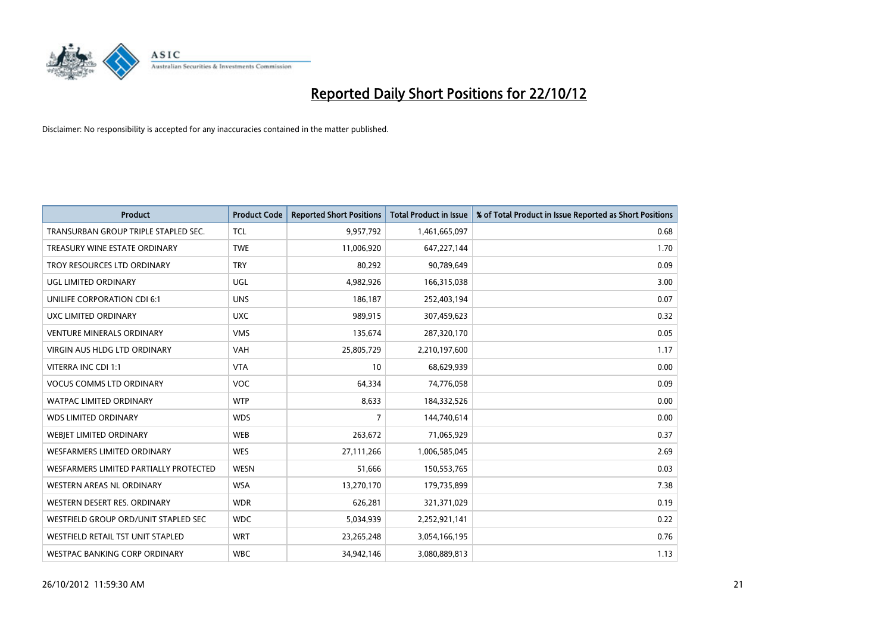# Reported Daily Short Positions for 22/10/12

Disclaimer: No responsibility is accepted for any inaccuracies contained in the matter published.

| Product | Product Code | Reported Short Positions | Total Product in Issue | % of Total Product in Issue Reported as Short Positions |
|---|---|---|---|---|
| TRANSURBAN GROUP TRIPLE STAPLED SEC. | TCL | 9,957,792 | 1,461,665,097 | 0.68 |
| TREASURY WINE ESTATE ORDINARY | TWE | 11,006,920 | 647,227,144 | 1.70 |
| TROY RESOURCES LTD ORDINARY | TRY | 80,292 | 90,789,649 | 0.09 |
| UGL LIMITED ORDINARY | UGL | 4,982,926 | 166,315,038 | 3.00 |
| UNILIFE CORPORATION CDI 6:1 | UNS | 186,187 | 252,403,194 | 0.07 |
| UXC LIMITED ORDINARY | UXC | 989,915 | 307,459,623 | 0.32 |
| VENTURE MINERALS ORDINARY | VMS | 135,674 | 287,320,170 | 0.05 |
| VIRGIN AUS HLDG LTD ORDINARY | VAH | 25,805,729 | 2,210,197,600 | 1.17 |
| VITERRA INC CDI 1:1 | VTA | 10 | 68,629,939 | 0.00 |
| VOCUS COMMS LTD ORDINARY | VOC | 64,334 | 74,776,058 | 0.09 |
| WATPAC LIMITED ORDINARY | WTP | 8,633 | 184,332,526 | 0.00 |
| WDS LIMITED ORDINARY | WDS | 7 | 144,740,614 | 0.00 |
| WEBJET LIMITED ORDINARY | WEB | 263,672 | 71,065,929 | 0.37 |
| WESFARMERS LIMITED ORDINARY | WES | 27,111,266 | 1,006,585,045 | 2.69 |
| WESFARMERS LIMITED PARTIALLY PROTECTED | WESN | 51,666 | 150,553,765 | 0.03 |
| WESTERN AREAS NL ORDINARY | WSA | 13,270,170 | 179,735,899 | 7.38 |
| WESTERN DESERT RES. ORDINARY | WDR | 626,281 | 321,371,029 | 0.19 |
| WESTFIELD GROUP ORD/UNIT STAPLED SEC | WDC | 5,034,939 | 2,252,921,141 | 0.22 |
| WESTFIELD RETAIL TST UNIT STAPLED | WRT | 23,265,248 | 3,054,166,195 | 0.76 |
| WESTPAC BANKING CORP ORDINARY | WBC | 34,942,146 | 3,080,889,813 | 1.13 |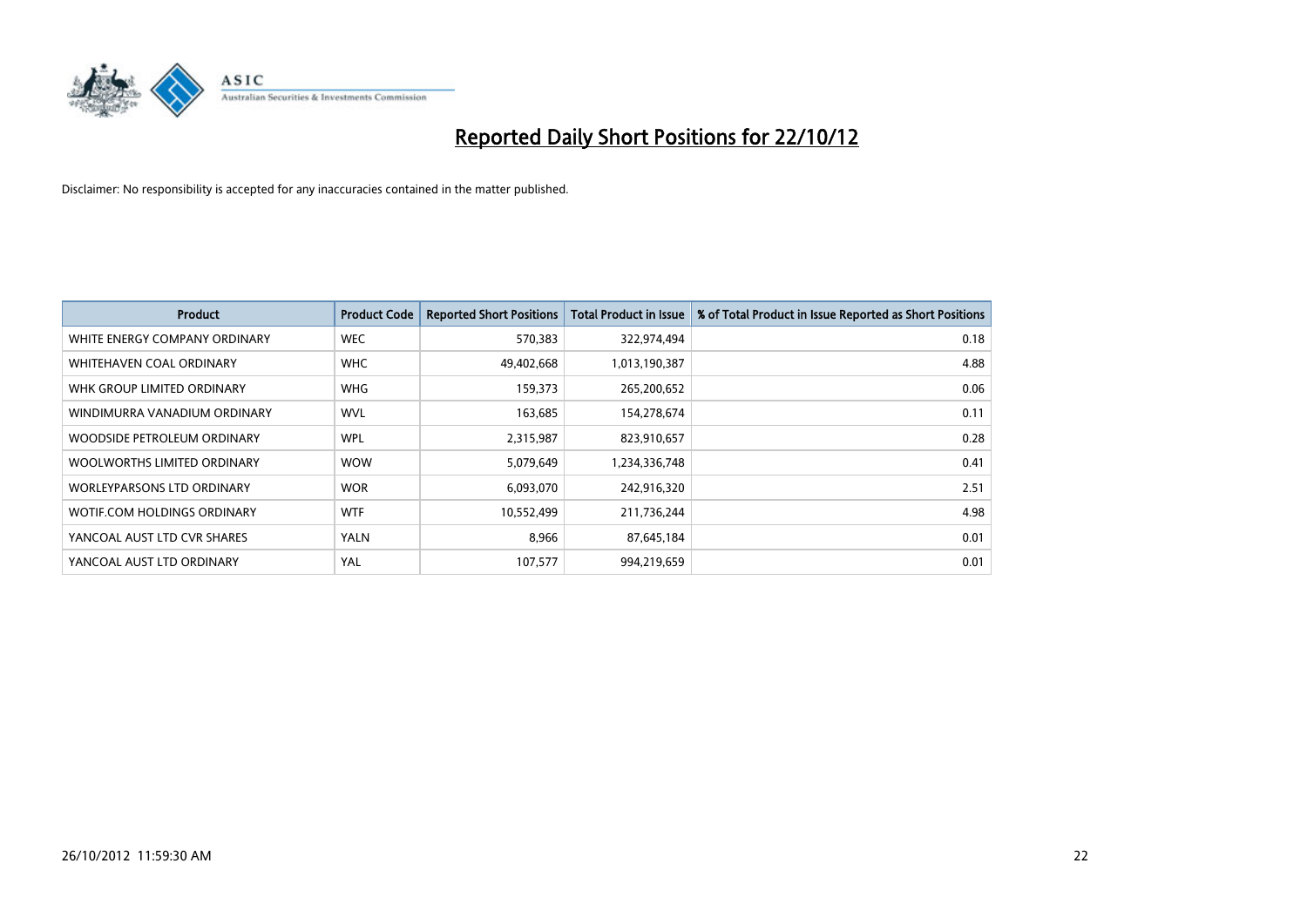# Reported Daily Short Positions for 22/10/12

Disclaimer: No responsibility is accepted for any inaccuracies contained in the matter published.

| Product | Product Code | Reported Short Positions | Total Product in Issue | % of Total Product in Issue Reported as Short Positions |
|---|---|---|---|---|
| WHITE ENERGY COMPANY ORDINARY | WEC | 570,383 | 322,974,494 | 0.18 |
| WHITEHAVEN COAL ORDINARY | WHC | 49,402,668 | 1,013,190,387 | 4.88 |
| WHK GROUP LIMITED ORDINARY | WHG | 159,373 | 265,200,652 | 0.06 |
| WINDIMURRA VANADIUM ORDINARY | WVL | 163,685 | 154,278,674 | 0.11 |
| WOODSIDE PETROLEUM ORDINARY | WPL | 2,315,987 | 823,910,657 | 0.28 |
| WOOLWORTHS LIMITED ORDINARY | WOW | 5,079,649 | 1,234,336,748 | 0.41 |
| WORLEYPARSONS LTD ORDINARY | WOR | 6,093,070 | 242,916,320 | 2.51 |
| WOTIF.COM HOLDINGS ORDINARY | WTF | 10,552,499 | 211,736,244 | 4.98 |
| YANCOAL AUST LTD CVR SHARES | YALN | 8,966 | 87,645,184 | 0.01 |
| YANCOAL AUST LTD ORDINARY | YAL | 107,577 | 994,219,659 | 0.01 |